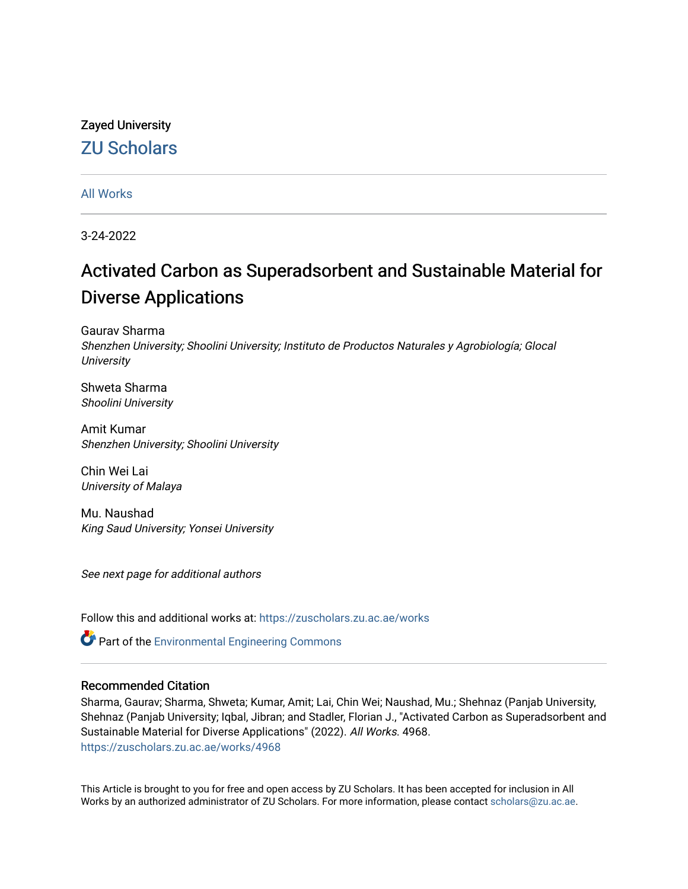Zayed University

# ZU Scholars

All Works

3-24-2022

# Activated Carbon as Superadsorbent and Sustainable Material for Diverse Applications

Gaurav Sharma
*Shenzhen University; Shoolini University; Instituto de Productos Naturales y Agrobiología; Glocal University*

Shweta Sharma
*Shoolini University*

Amit Kumar
*Shenzhen University; Shoolini University*

Chin Wei Lai
*University of Malaya*

Mu. Naushad
*King Saud University; Yonsei University*

*See next page for additional authors*

Follow this and additional works at: https://zuscholars.zu.ac.ae/works

Part of the Environmental Engineering Commons

## Recommended Citation

Sharma, Gaurav; Sharma, Shweta; Kumar, Amit; Lai, Chin Wei; Naushad, Mu.; Shehnaz (Panjab University, Shehnaz (Panjab University; Iqbal, Jibran; and Stadler, Florian J., "Activated Carbon as Superadsorbent and Sustainable Material for Diverse Applications" (2022). *All Works*. 4968.
https://zuscholars.zu.ac.ae/works/4968

This Article is brought to you for free and open access by ZU Scholars. It has been accepted for inclusion in All Works by an authorized administrator of ZU Scholars. For more information, please contact scholars@zu.ac.ae.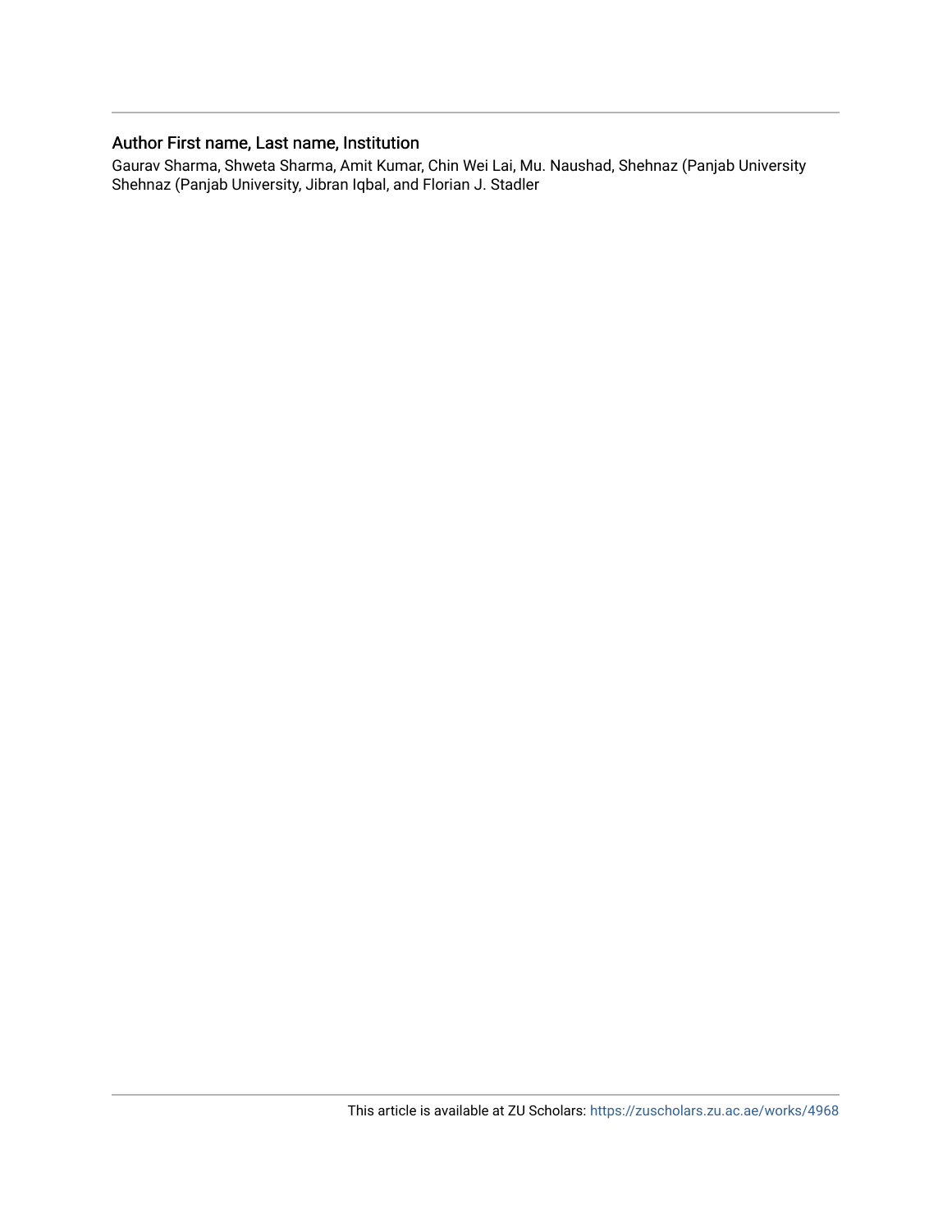### Author First name, Last name, Institution

Gaurav Sharma, Shweta Sharma, Amit Kumar, Chin Wei Lai, Mu. Naushad, Shehnaz (Panjab University Shehnaz (Panjab University, Jibran Iqbal, and Florian J. Stadler

This article is available at ZU Scholars: https://zuscholars.zu.ac.ae/works/4968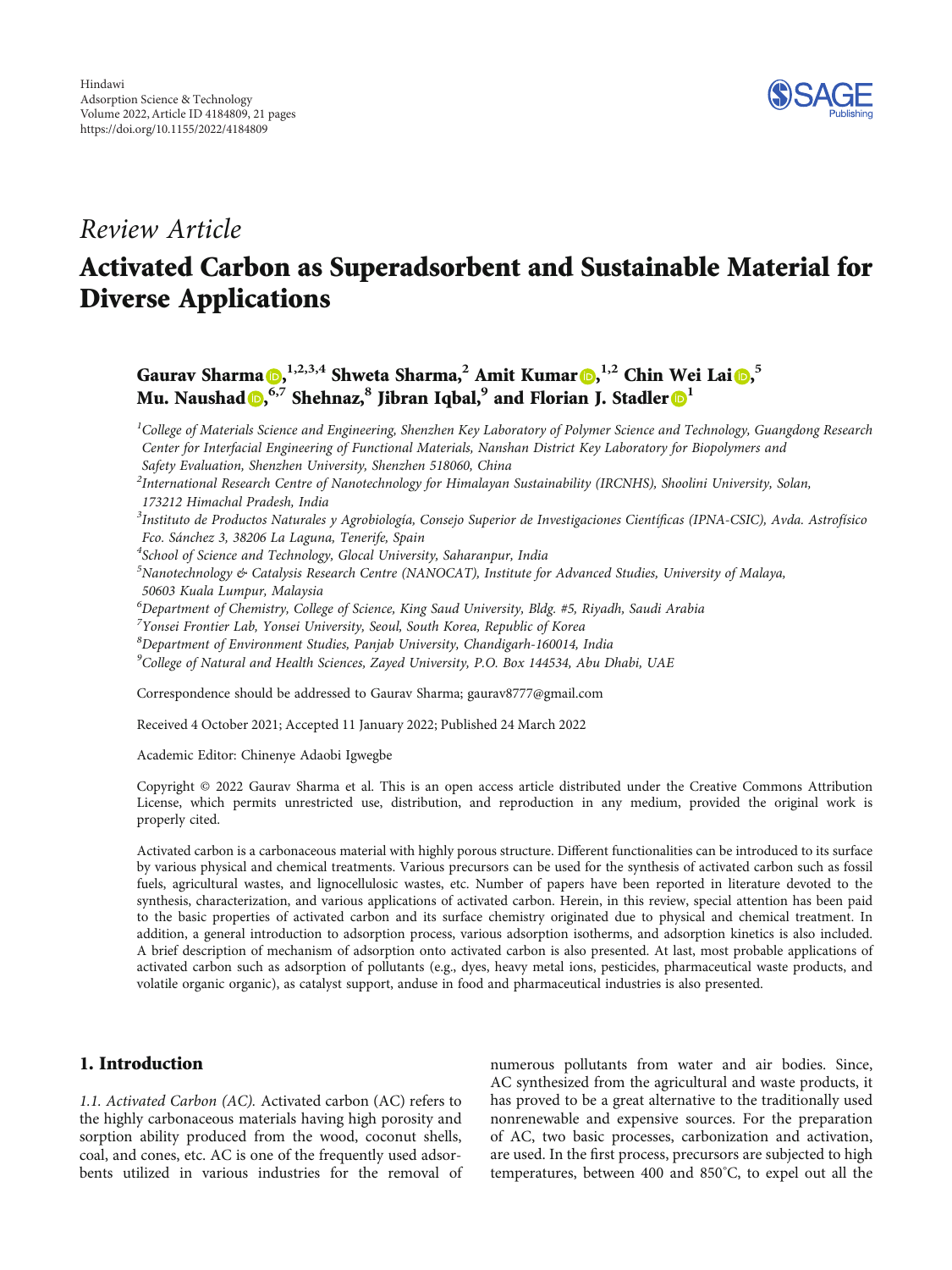*Review Article*

# Activated Carbon as Superadsorbent and Sustainable Material for Diverse Applications

**Gaurav Sharma**[1,2,3,4] **Shweta Sharma,**[2] **Amit Kumar**[1,2] **Chin Wei Lai**[5] **Mu. Naushad**[6,7] **Shehnaz,**[8] **Jibran Iqbal,**[9] **and Florian J. Stadler**[1]

[1]College of Materials Science and Engineering, Shenzhen Key Laboratory of Polymer Science and Technology, Guangdong Research Center for Interfacial Engineering of Functional Materials, Nanshan District Key Laboratory for Biopolymers and Safety Evaluation, Shenzhen University, Shenzhen 518060, China

[2]International Research Centre of Nanotechnology for Himalayan Sustainability (IRCNHS), Shoolini University, Solan, 173212 Himachal Pradesh, India

[3]Instituto de Productos Naturales y Agrobiología, Consejo Superior de Investigaciones Científicas (IPNA-CSIC), Avda. Astrofísico Fco. Sánchez 3, 38206 La Laguna, Tenerife, Spain

[4]School of Science and Technology, Glocal University, Saharanpur, India

[5]Nanotechnology & Catalysis Research Centre (NANOCAT), Institute for Advanced Studies, University of Malaya, 50603 Kuala Lumpur, Malaysia

[6]Department of Chemistry, College of Science, King Saud University, Bldg. #5, Riyadh, Saudi Arabia

[7]Yonsei Frontier Lab, Yonsei University, Seoul, South Korea, Republic of Korea

[8]Department of Environment Studies, Panjab University, Chandigarh-160014, India

[9]College of Natural and Health Sciences, Zayed University, P.O. Box 144534, Abu Dhabi, UAE

Correspondence should be addressed to Gaurav Sharma; gaurav8777@gmail.com

Received 4 October 2021; Accepted 11 January 2022; Published 24 March 2022

Academic Editor: Chinenye Adaobi Igwegbe

Copyright © 2022 Gaurav Sharma et al. This is an open access article distributed under the Creative Commons Attribution License, which permits unrestricted use, distribution, and reproduction in any medium, provided the original work is properly cited.

Activated carbon is a carbonaceous material with highly porous structure. Different functionalities can be introduced to its surface by various physical and chemical treatments. Various precursors can be used for the synthesis of activated carbon such as fossil fuels, agricultural wastes, and lignocellulosic wastes, etc. Number of papers have been reported in literature devoted to the synthesis, characterization, and various applications of activated carbon. Herein, in this review, special attention has been paid to the basic properties of activated carbon and its surface chemistry originated due to physical and chemical treatment. In addition, a general introduction to adsorption process, various adsorption isotherms, and adsorption kinetics is also included. A brief description of mechanism of adsorption onto activated carbon is also presented. At last, most probable applications of activated carbon such as adsorption of pollutants (e.g., dyes, heavy metal ions, pesticides, pharmaceutical waste products, and volatile organic organic), as catalyst support, anduse in food and pharmaceutical industries is also presented.

## 1. Introduction

*1.1. Activated Carbon (AC).* Activated carbon (AC) refers to the highly carbonaceous materials having high porosity and sorption ability produced from the wood, coconut shells, coal, and cones, etc. AC is one of the frequently used adsorbents utilized in various industries for the removal of numerous pollutants from water and air bodies. Since, AC synthesized from the agricultural and waste products, it has proved to be a great alternative to the traditionally used nonrenewable and expensive sources. For the preparation of AC, two basic processes, carbonization and activation, are used. In the first process, precursors are subjected to high temperatures, between 400 and 850°C, to expel out all the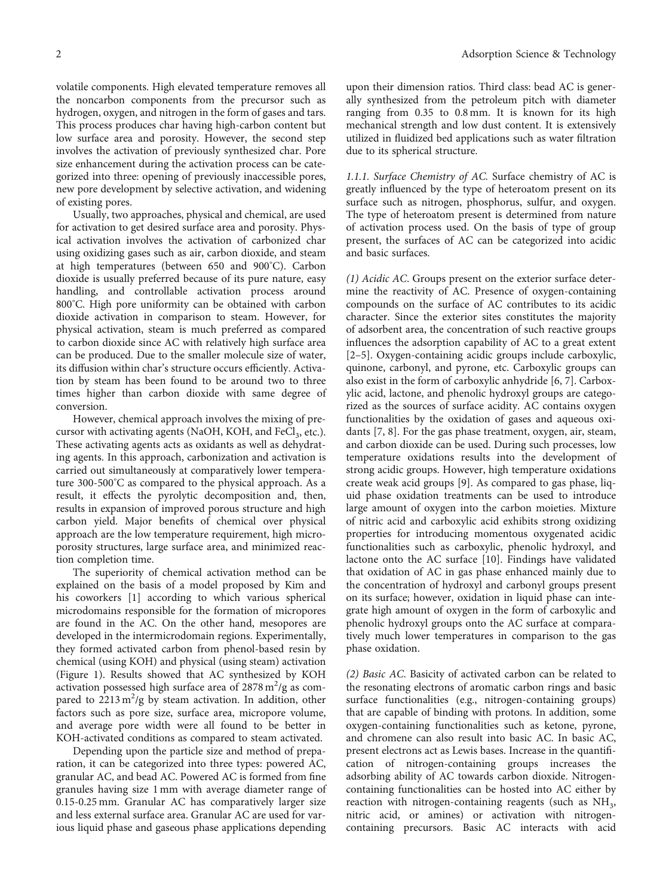volatile components. High elevated temperature removes all the noncarbon components from the precursor such as hydrogen, oxygen, and nitrogen in the form of gases and tars. This process produces char having high-carbon content but low surface area and porosity. However, the second step involves the activation of previously synthesized char. Pore size enhancement during the activation process can be categorized into three: opening of previously inaccessible pores, new pore development by selective activation, and widening of existing pores.

Usually, two approaches, physical and chemical, are used for activation to get desired surface area and porosity. Physical activation involves the activation of carbonized char using oxidizing gases such as air, carbon dioxide, and steam at high temperatures (between 650 and 900°C). Carbon dioxide is usually preferred because of its pure nature, easy handling, and controllable activation process around 800°C. High pore uniformity can be obtained with carbon dioxide activation in comparison to steam. However, for physical activation, steam is much preferred as compared to carbon dioxide since AC with relatively high surface area can be produced. Due to the smaller molecule size of water, its diffusion within char's structure occurs efficiently. Activation by steam has been found to be around two to three times higher than carbon dioxide with same degree of conversion.

However, chemical approach involves the mixing of precursor with activating agents (NaOH, KOH, and $FeCl_3$, etc.). These activating agents acts as oxidants as well as dehydrating agents. In this approach, carbonization and activation is carried out simultaneously at comparatively lower temperature 300-500°C as compared to the physical approach. As a result, it effects the pyrolytic decomposition and, then, results in expansion of improved porous structure and high carbon yield. Major benefits of chemical over physical approach are the low temperature requirement, high microporosity structures, large surface area, and minimized reaction completion time.

The superiority of chemical activation method can be explained on the basis of a model proposed by Kim and his coworkers [1] according to which various spherical microdomains responsible for the formation of micropores are found in the AC. On the other hand, mesopores are developed in the intermicrodomain regions. Experimentally, they formed activated carbon from phenol-based resin by chemical (using KOH) and physical (using steam) activation (Figure 1). Results showed that AC synthesized by KOH activation possessed high surface area of 2878 $m^2$/g as compared to 2213 $m^2$/g by steam activation. In addition, other factors such as pore size, surface area, micropore volume, and average pore width were all found to be better in KOH-activated conditions as compared to steam activated.

Depending upon the particle size and method of preparation, it can be categorized into three types: powered AC, granular AC, and bead AC. Powered AC is formed from fine granules having size 1 mm with average diameter range of 0.15-0.25 mm. Granular AC has comparatively larger size and less external surface area. Granular AC are used for various liquid phase and gaseous phase applications depending upon their dimension ratios. Third class: bead AC is generally synthesized from the petroleum pitch with diameter ranging from 0.35 to 0.8 mm. It is known for its high mechanical strength and low dust content. It is extensively utilized in fluidized bed applications such as water filtration due to its spherical structure.

#### 1.1.1. Surface Chemistry of AC.

Surface chemistry of AC is greatly influenced by the type of heteroatom present on its surface such as nitrogen, phosphorus, sulfur, and oxygen. The type of heteroatom present is determined from nature of activation process used. On the basis of type of group present, the surfaces of AC can be categorized into acidic and basic surfaces.

*(1) Acidic AC.* Groups present on the exterior surface determine the reactivity of AC. Presence of oxygen-containing compounds on the surface of AC contributes to its acidic character. Since the exterior sites constitutes the majority of adsorbent area, the concentration of such reactive groups influences the adsorption capability of AC to a great extent [2–5]. Oxygen-containing acidic groups include carboxylic, quinone, carbonyl, and pyrone, etc. Carboxylic groups can also exist in the form of carboxylic anhydride [6, 7]. Carboxylic acid, lactone, and phenolic hydroxyl groups are categorized as the sources of surface acidity. AC contains oxygen functionalities by the oxidation of gases and aqueous oxidants [7, 8]. For the gas phase treatment, oxygen, air, steam, and carbon dioxide can be used. During such processes, low temperature oxidations results into the development of strong acidic groups. However, high temperature oxidations create weak acid groups [9]. As compared to gas phase, liquid phase oxidation treatments can be used to introduce large amount of oxygen into the carbon moieties. Mixture of nitric acid and carboxylic acid exhibits strong oxidizing properties for introducing momentous oxygenated acidic functionalities such as carboxylic, phenolic hydroxyl, and lactone onto the AC surface [10]. Findings have validated that oxidation of AC in gas phase enhanced mainly due to the concentration of hydroxyl and carbonyl groups present on its surface; however, oxidation in liquid phase can integrate high amount of oxygen in the form of carboxylic and phenolic hydroxyl groups onto the AC surface at comparatively much lower temperatures in comparison to the gas phase oxidation.

*(2) Basic AC.* Basicity of activated carbon can be related to the resonating electrons of aromatic carbon rings and basic surface functionalities (e.g., nitrogen-containing groups) that are capable of binding with protons. In addition, some oxygen-containing functionalities such as ketone, pyrone, and chromene can also result into basic AC. In basic AC, present electrons act as Lewis bases. Increase in the quantification of nitrogen-containing groups increases the adsorbing ability of AC towards carbon dioxide. Nitrogen-containing functionalities can be hosted into AC either by reaction with nitrogen-containing reagents (such as $NH_3$, nitric acid, or amines) or activation with nitrogen-containing precursors. Basic AC interacts with acid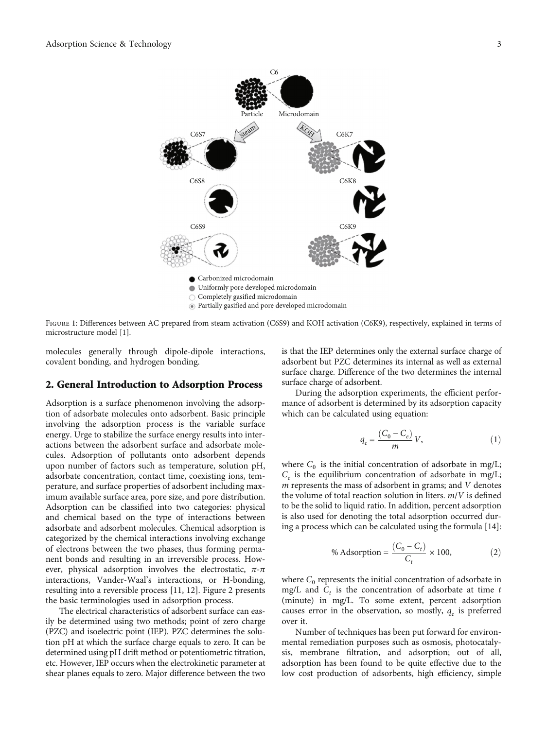FIGURE 1: Differences between AC prepared from steam activation (C6S9) and KOH activation (C6K9), respectively, explained in terms of microstructure model [1].

molecules generally through dipole-dipole interactions, covalent bonding, and hydrogen bonding.

## 2. General Introduction to Adsorption Process

Adsorption is a surface phenomenon involving the adsorption of adsorbate molecules onto adsorbent. Basic principle involving the adsorption process is the variable surface energy. Urge to stabilize the surface energy results into interactions between the adsorbent surface and adsorbate molecules. Adsorption of pollutants onto adsorbent depends upon number of factors such as temperature, solution pH, adsorbate concentration, contact time, coexisting ions, temperature, and surface properties of adsorbent including maximum available surface area, pore size, and pore distribution. Adsorption can be classified into two categories: physical and chemical based on the type of interactions between adsorbate and adsorbent molecules. Chemical adsorption is categorized by the chemical interactions involving exchange of electrons between the two phases, thus forming permanent bonds and resulting in an irreversible process. However, physical adsorption involves the electrostatic, $\pi$-$\pi$ interactions, Vander-Waal's interactions, or H-bonding, resulting into a reversible process [11, 12]. Figure 2 presents the basic terminologies used in adsorption process.

The electrical characteristics of adsorbent surface can easily be determined using two methods; point of zero charge (PZC) and isoelectric point (IEP). PZC determines the solution pH at which the surface charge equals to zero. It can be determined using pH drift method or potentiometric titration, etc. However, IEP occurs when the electrokinetic parameter at shear planes equals to zero. Major difference between the two is that the IEP determines only the external surface charge of adsorbent but PZC determines its internal as well as external surface charge. Difference of the two determines the internal surface charge of adsorbent.

During the adsorption experiments, the efficient performance of adsorbent is determined by its adsorption capacity which can be calculated using equation:

$$q_e = \frac{(C_0 - C_e)}{m} V, \tag{1}$$

where $C_0$ is the initial concentration of adsorbate in mg/L; $C_e$ is the equilibrium concentration of adsorbate in mg/L; $m$ represents the mass of adsorbent in grams; and $V$ denotes the volume of total reaction solution in liters. $m/V$ is defined to be the solid to liquid ratio. In addition, percent adsorption is also used for denoting the total adsorption occurred during a process which can be calculated using the formula [14]:

$$\%\,\text{Adsorption} = \frac{(C_0 - C_t)}{C_t} \times 100, \tag{2}$$

where $C_0$ represents the initial concentration of adsorbate in mg/L and $C_t$ is the concentration of adsorbate at time $t$ (minute) in mg/L. To some extent, percent adsorption causes error in the observation, so mostly, $q_e$ is preferred over it.

Number of techniques has been put forward for environmental remediation purposes such as osmosis, photocatalysis, membrane filtration, and adsorption; out of all, adsorption has been found to be quite effective due to the low cost production of adsorbents, high efficiency, simple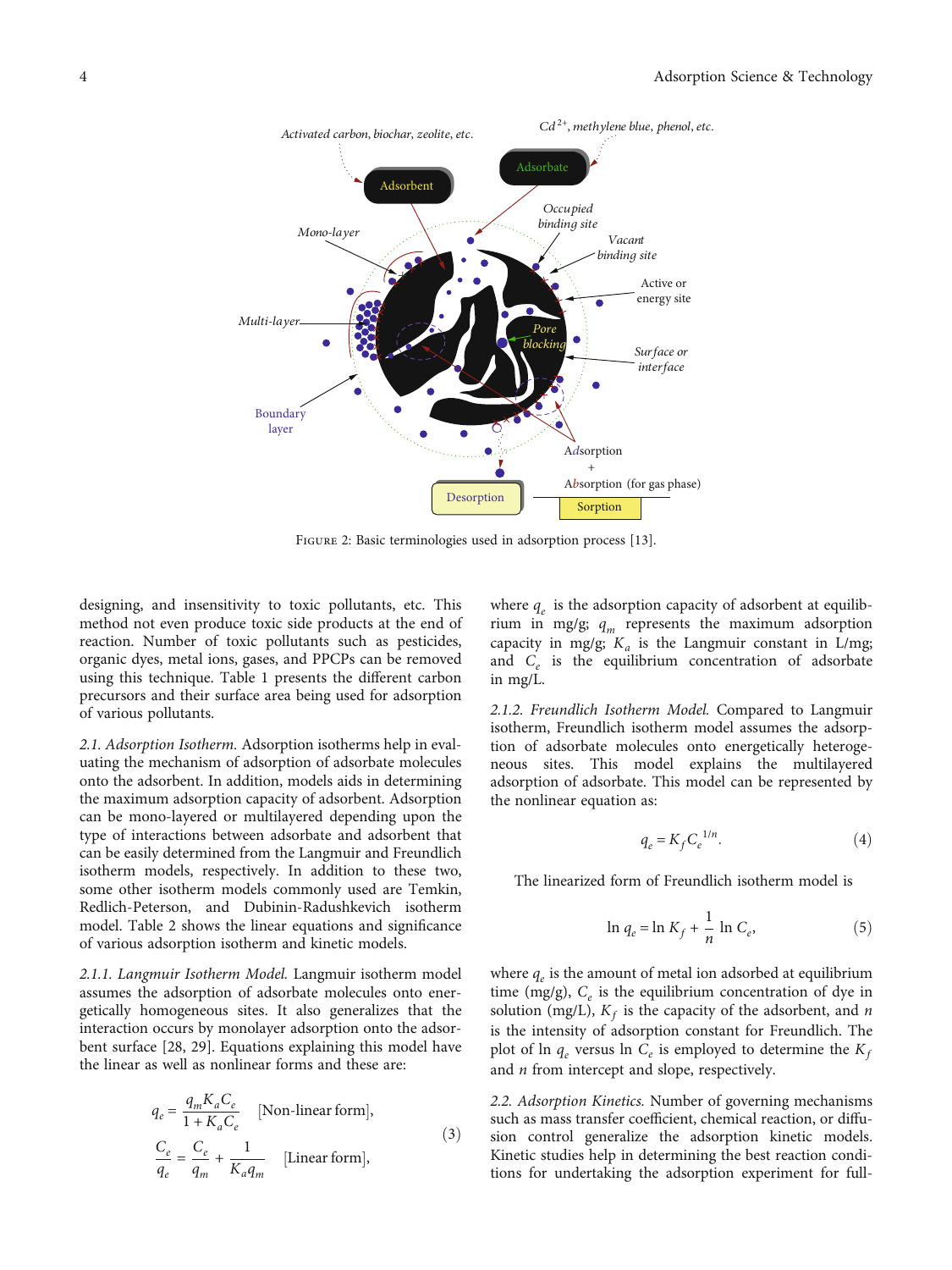Figure 2: Basic terminologies used in adsorption process [13].

designing, and insensitivity to toxic pollutants, etc. This method not even produce toxic side products at the end of reaction. Number of toxic pollutants such as pesticides, organic dyes, metal ions, gases, and PPCPs can be removed using this technique. Table 1 presents the different carbon precursors and their surface area being used for adsorption of various pollutants.

*2.1. Adsorption Isotherm.* Adsorption isotherms help in evaluating the mechanism of adsorption of adsorbate molecules onto the adsorbent. In addition, models aids in determining the maximum adsorption capacity of adsorbent. Adsorption can be mono-layered or multilayered depending upon the type of interactions between adsorbate and adsorbent that can be easily determined from the Langmuir and Freundlich isotherm models, respectively. In addition to these two, some other isotherm models commonly used are Temkin, Redlich-Peterson, and Dubinin-Radushkevich isotherm model. Table 2 shows the linear equations and significance of various adsorption isotherm and kinetic models.

*2.1.1. Langmuir Isotherm Model.* Langmuir isotherm model assumes the adsorption of adsorbate molecules onto energetically homogeneous sites. It also generalizes that the interaction occurs by monolayer adsorption onto the adsorbent surface [28, 29]. Equations explaining this model have the linear as well as nonlinear forms and these are:

$$q_e = \frac{q_m K_a C_e}{1 + K_a C_e} \quad \text{[Non-linear form]},$$
$$\frac{C_e}{q_e} = \frac{C_e}{q_m} + \frac{1}{K_a q_m} \quad \text{[Linear form]}, \tag{3}$$

where $q_e$ is the adsorption capacity of adsorbent at equilibrium in mg/g; $q_m$ represents the maximum adsorption capacity in mg/g; $K_a$ is the Langmuir constant in L/mg; and $C_e$ is the equilibrium concentration of adsorbate in mg/L.

*2.1.2. Freundlich Isotherm Model.* Compared to Langmuir isotherm, Freundlich isotherm model assumes the adsorption of adsorbate molecules onto energetically heterogeneous sites. This model explains the multilayered adsorption of adsorbate. This model can be represented by the nonlinear equation as:

$$q_e = K_f C_e^{1/n}. \tag{4}$$

The linearized form of Freundlich isotherm model is

$$\ln q_e = \ln K_f + \frac{1}{n} \ln C_e, \tag{5}$$

where $q_e$ is the amount of metal ion adsorbed at equilibrium time (mg/g), $C_e$ is the equilibrium concentration of dye in solution (mg/L), $K_f$ is the capacity of the adsorbent, and $n$ is the intensity of adsorption constant for Freundlich. The plot of $\ln q_e$ versus $\ln C_e$ is employed to determine the $K_f$ and $n$ from intercept and slope, respectively.

*2.2. Adsorption Kinetics.* Number of governing mechanisms such as mass transfer coefficient, chemical reaction, or diffusion control generalize the adsorption kinetic models. Kinetic studies help in determining the best reaction conditions for undertaking the adsorption experiment for full-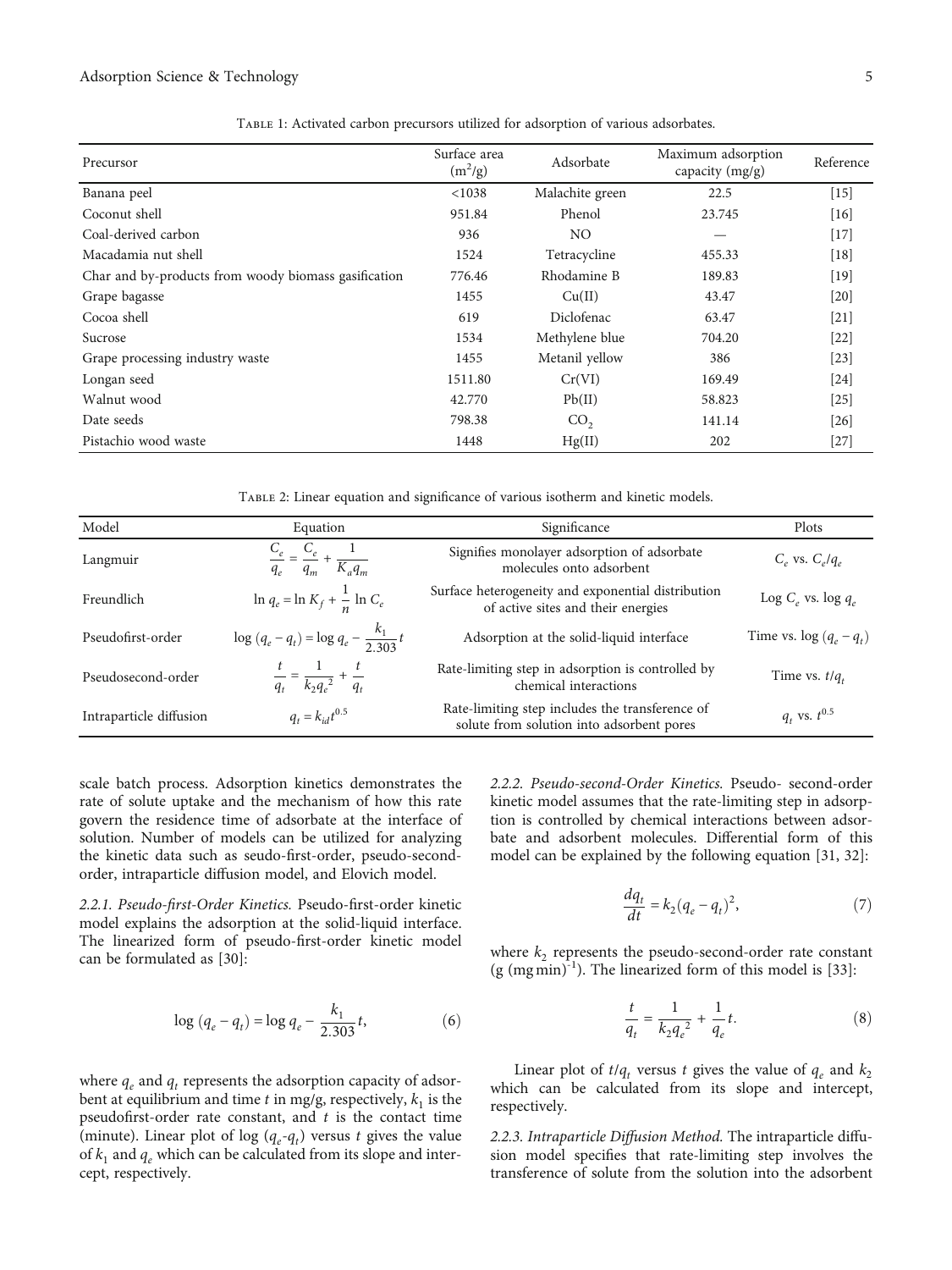Table 1: Activated carbon precursors utilized for adsorption of various adsorbates.

| Precursor | Surface area ($m^2$/g) | Adsorbate | Maximum adsorption capacity (mg/g) | Reference |
|---|---|---|---|---|
| Banana peel | <1038 | Malachite green | 22.5 | [15] |
| Coconut shell | 951.84 | Phenol | 23.745 | [16] |
| Coal-derived carbon | 936 | NO | — | [17] |
| Macadamia nut shell | 1524 | Tetracycline | 455.33 | [18] |
| Char and by-products from woody biomass gasification | 776.46 | Rhodamine B | 189.83 | [19] |
| Grape bagasse | 1455 | Cu(II) | 43.47 | [20] |
| Cocoa shell | 619 | Diclofenac | 63.47 | [21] |
| Sucrose | 1534 | Methylene blue | 704.20 | [22] |
| Grape processing industry waste | 1455 | Metanil yellow | 386 | [23] |
| Longan seed | 1511.80 | Cr(VI) | 169.49 | [24] |
| Walnut wood | 42.770 | Pb(II) | 58.823 | [25] |
| Date seeds | 798.38 | $CO_2$ | 141.14 | [26] |
| Pistachio wood waste | 1448 | Hg(II) | 202 | [27] |

Table 2: Linear equation and significance of various isotherm and kinetic models.

| Model | Equation | Significance | Plots |
|---|---|---|---|
| Langmuir | $\frac{C_e}{q_e} = \frac{C_e}{q_m} + \frac{1}{K_a q_m}$ | Signifies monolayer adsorption of adsorbate molecules onto adsorbent | $C_e$ vs. $C_e/q_e$ |
| Freundlich | $\ln q_e = \ln K_f + \frac{1}{n} \ln C_e$ | Surface heterogeneity and exponential distribution of active sites and their energies | Log $C_e$ vs. log $q_e$ |
| Pseudofirst-order | $\log (q_e - q_t) = \log q_e - \frac{k_1}{2.303} t$ | Adsorption at the solid-liquid interface | Time vs. $\log (q_e - q_t)$ |
| Pseudosecond-order | $\frac{t}{q_t} = \frac{1}{k_2 q_e^2} + \frac{t}{q_t}$ | Rate-limiting step in adsorption is controlled by chemical interactions | Time vs. $t/q_t$ |
| Intraparticle diffusion | $q_t = k_{id} t^{0.5}$ | Rate-limiting step includes the transference of solute from solution into adsorbent pores | $q_t$ vs. $t^{0.5}$ |

scale batch process. Adsorption kinetics demonstrates the rate of solute uptake and the mechanism of how this rate govern the residence time of adsorbate at the interface of solution. Number of models can be utilized for analyzing the kinetic data such as seudo-first-order, pseudo-second-order, intraparticle diffusion model, and Elovich model.

*2.2.1. Pseudo-first-Order Kinetics.* Pseudo-first-order kinetic model explains the adsorption at the solid-liquid interface. The linearized form of pseudo-first-order kinetic model can be formulated as [30]:

$$\log (q_e - q_t) = \log q_e - \frac{k_1}{2.303} t, \tag{6}$$

where $q_e$ and $q_t$ represents the adsorption capacity of adsorbent at equilibrium and time $t$ in mg/g, respectively, $k_1$ is the pseudofirst-order rate constant, and $t$ is the contact time (minute). Linear plot of $\log (q_e\text{-}q_t)$ versus $t$ gives the value of $k_1$ and $q_e$ which can be calculated from its slope and intercept, respectively.

*2.2.2. Pseudo-second-Order Kinetics.* Pseudo- second-order kinetic model assumes that the rate-limiting step in adsorption is controlled by chemical interactions between adsorbate and adsorbent molecules. Differential form of this model can be explained by the following equation [31, 32]:

$$\frac{dq_t}{dt} = k_2 (q_e - q_t)^2, \tag{7}$$

where $k_2$ represents the pseudo-second-order rate constant (g $(\text{mg min})^{-1}$). The linearized form of this model is [33]:

$$\frac{t}{q_t} = \frac{1}{k_2 q_e^2} + \frac{1}{q_e} t. \tag{8}$$

Linear plot of $t/q_t$ versus $t$ gives the value of $q_e$ and $k_2$ which can be calculated from its slope and intercept, respectively.

*2.2.3. Intraparticle Diffusion Method.* The intraparticle diffusion model specifies that rate-limiting step involves the transference of solute from the solution into the adsorbent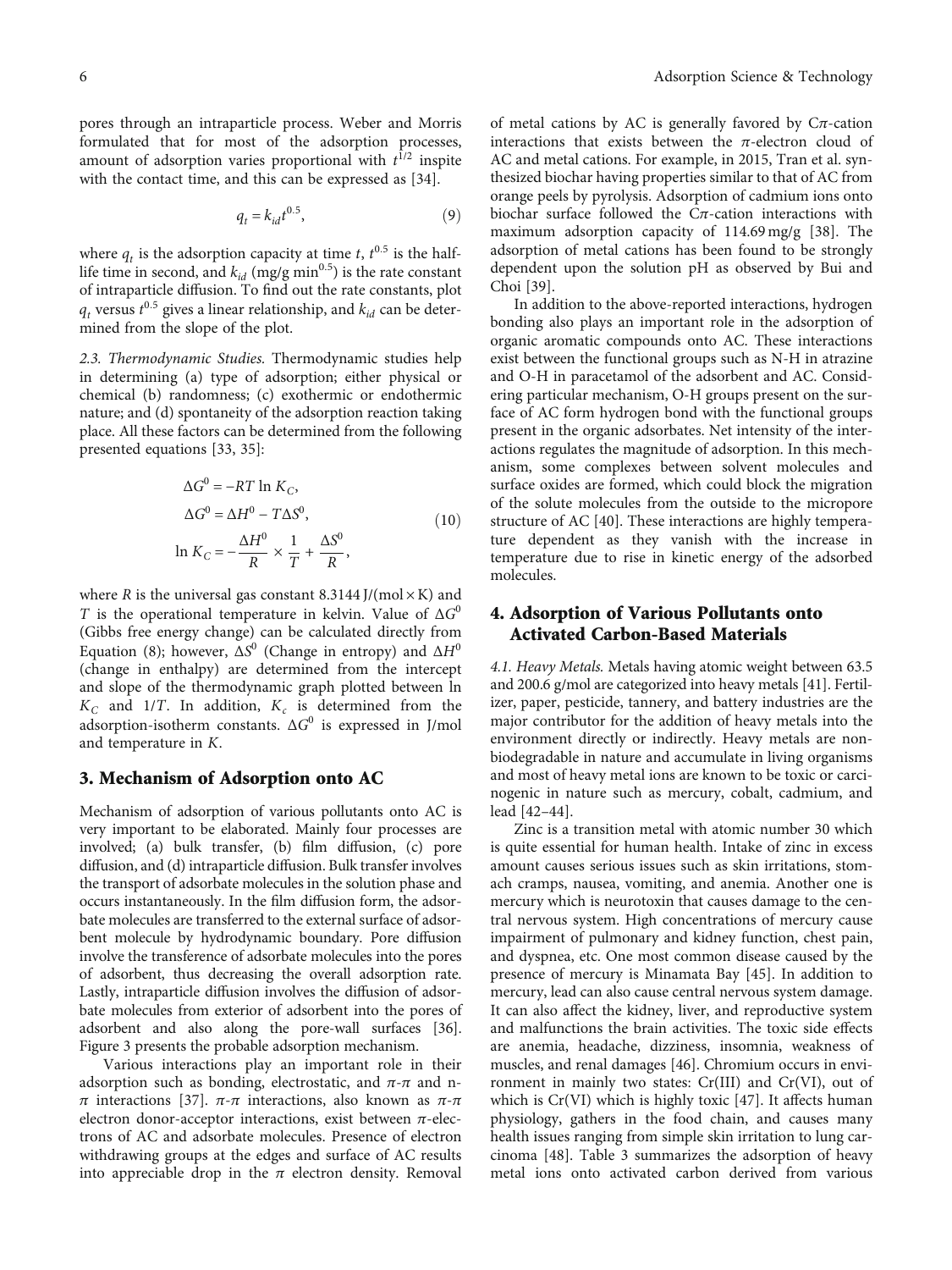pores through an intraparticle process. Weber and Morris formulated that for most of the adsorption processes, amount of adsorption varies proportional with $t^{1/2}$ inspite with the contact time, and this can be expressed as [34].

$$q_t = k_{id} t^{0.5}, \tag{9}$$

where $q_t$ is the adsorption capacity at time $t$, $t^{0.5}$ is the half-life time in second, and $k_{id}$ (mg/g min$^{0.5}$) is the rate constant of intraparticle diffusion. To find out the rate constants, plot $q_t$ versus $t^{0.5}$ gives a linear relationship, and $k_{id}$ can be determined from the slope of the plot.

*2.3. Thermodynamic Studies.* Thermodynamic studies help in determining (a) type of adsorption; either physical or chemical (b) randomness; (c) exothermic or endothermic nature; and (d) spontaneity of the adsorption reaction taking place. All these factors can be determined from the following presented equations [33, 35]:

$$\begin{aligned} \Delta G^0 &= -RT \ln K_C, \\ \Delta G^0 &= \Delta H^0 - T\Delta S^0, \\ \ln K_C &= -\frac{\Delta H^0}{R} \times \frac{1}{T} + \frac{\Delta S^0}{R}, \end{aligned} \tag{10}$$

where $R$ is the universal gas constant 8.3144 J/(mol × K) and $T$ is the operational temperature in kelvin. Value of $\Delta G^0$ (Gibbs free energy change) can be calculated directly from Equation (8); however, $\Delta S^0$ (Change in entropy) and $\Delta H^0$ (change in enthalpy) are determined from the intercept and slope of the thermodynamic graph plotted between ln $K_C$ and $1/T$. In addition, $K_c$ is determined from the adsorption-isotherm constants. $\Delta G^0$ is expressed in J/mol and temperature in $K$.

## 3. Mechanism of Adsorption onto AC

Mechanism of adsorption of various pollutants onto AC is very important to be elaborated. Mainly four processes are involved; (a) bulk transfer, (b) film diffusion, (c) pore diffusion, and (d) intraparticle diffusion. Bulk transfer involves the transport of adsorbate molecules in the solution phase and occurs instantaneously. In the film diffusion form, the adsorbate molecules are transferred to the external surface of adsorbent molecule by hydrodynamic boundary. Pore diffusion involve the transference of adsorbate molecules into the pores of adsorbent, thus decreasing the overall adsorption rate. Lastly, intraparticle diffusion involves the diffusion of adsorbate molecules from exterior of adsorbent into the pores of adsorbent and also along the pore-wall surfaces [36]. Figure 3 presents the probable adsorption mechanism.

Various interactions play an important role in their adsorption such as bonding, electrostatic, and $\pi$-$\pi$ and n-$\pi$ interactions [37]. $\pi$-$\pi$ interactions, also known as $\pi$-$\pi$ electron donor-acceptor interactions, exist between $\pi$-electrons of AC and adsorbate molecules. Presence of electron withdrawing groups at the edges and surface of AC results into appreciable drop in the $\pi$ electron density. Removal of metal cations by AC is generally favored by C$\pi$-cation interactions that exists between the $\pi$-electron cloud of AC and metal cations. For example, in 2015, Tran et al. synthesized biochar having properties similar to that of AC from orange peels by pyrolysis. Adsorption of cadmium ions onto biochar surface followed the C$\pi$-cation interactions with maximum adsorption capacity of 114.69 mg/g [38]. The adsorption of metal cations has been found to be strongly dependent upon the solution pH as observed by Bui and Choi [39].

In addition to the above-reported interactions, hydrogen bonding also plays an important role in the adsorption of organic aromatic compounds onto AC. These interactions exist between the functional groups such as N-H in atrazine and O-H in paracetamol of the adsorbent and AC. Considering particular mechanism, O-H groups present on the surface of AC form hydrogen bond with the functional groups present in the organic adsorbates. Net intensity of the interactions regulates the magnitude of adsorption. In this mechanism, some complexes between solvent molecules and surface oxides are formed, which could block the migration of the solute molecules from the outside to the micropore structure of AC [40]. These interactions are highly temperature dependent as they vanish with the increase in temperature due to rise in kinetic energy of the adsorbed molecules.

## 4. Adsorption of Various Pollutants onto Activated Carbon-Based Materials

*4.1. Heavy Metals.* Metals having atomic weight between 63.5 and 200.6 g/mol are categorized into heavy metals [41]. Fertilizer, paper, pesticide, tannery, and battery industries are the major contributor for the addition of heavy metals into the environment directly or indirectly. Heavy metals are non-biodegradable in nature and accumulate in living organisms and most of heavy metal ions are known to be toxic or carcinogenic in nature such as mercury, cobalt, cadmium, and lead [42–44].

Zinc is a transition metal with atomic number 30 which is quite essential for human health. Intake of zinc in excess amount causes serious issues such as skin irritations, stomach cramps, nausea, vomiting, and anemia. Another one is mercury which is neurotoxin that causes damage to the central nervous system. High concentrations of mercury cause impairment of pulmonary and kidney function, chest pain, and dyspnea, etc. One most common disease caused by the presence of mercury is Minamata Bay [45]. In addition to mercury, lead can also cause central nervous system damage. It can also affect the kidney, liver, and reproductive system and malfunctions the brain activities. The toxic side effects are anemia, headache, dizziness, insomnia, weakness of muscles, and renal damages [46]. Chromium occurs in environment in mainly two states: Cr(III) and Cr(VI), out of which is Cr(VI) which is highly toxic [47]. It affects human physiology, gathers in the food chain, and causes many health issues ranging from simple skin irritation to lung carcinoma [48]. Table 3 summarizes the adsorption of heavy metal ions onto activated carbon derived from various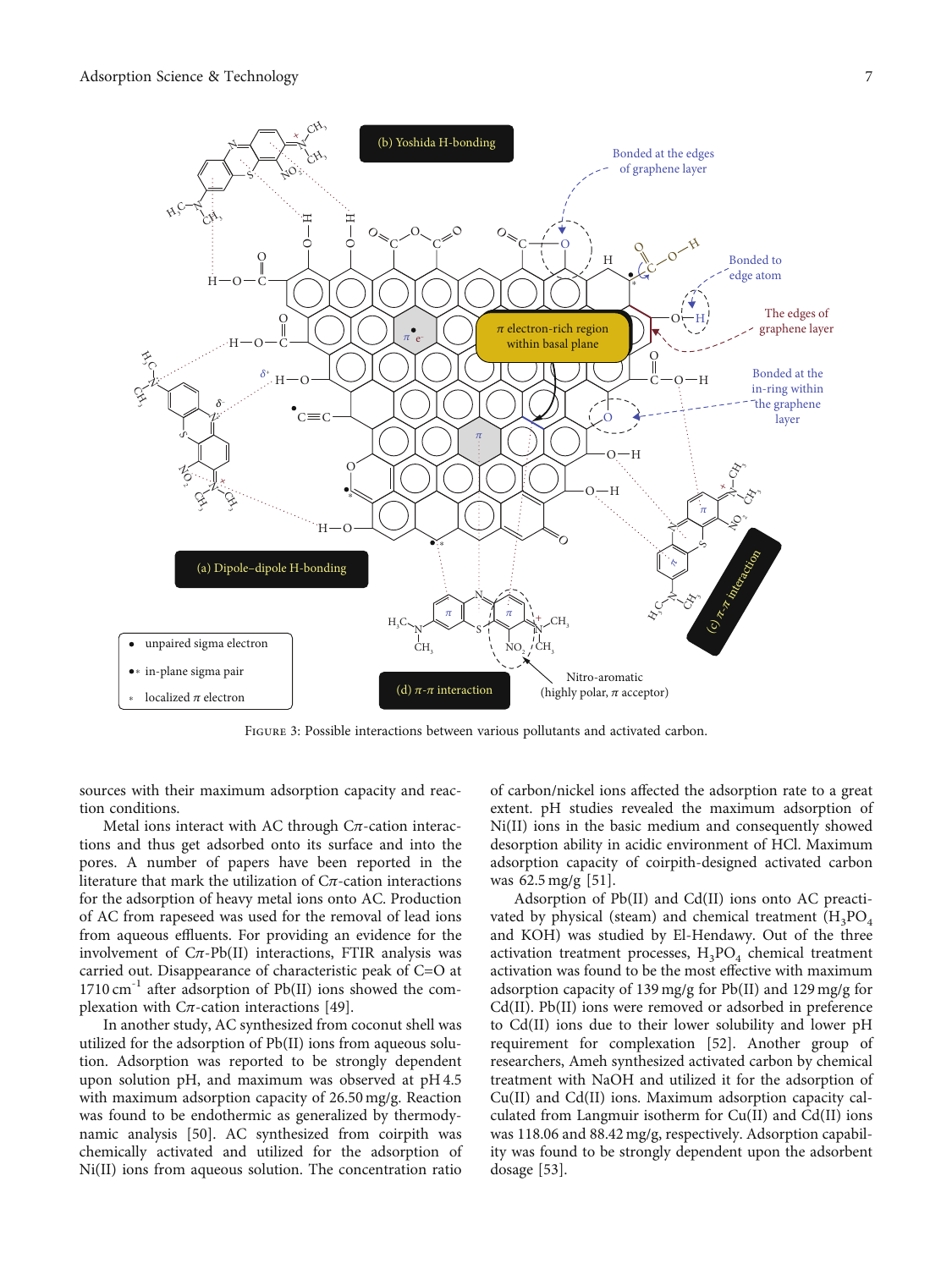Figure 3: Possible interactions between various pollutants and activated carbon.

sources with their maximum adsorption capacity and reaction conditions.

Metal ions interact with AC through Cπ-cation interactions and thus get adsorbed onto its surface and into the pores. A number of papers have been reported in the literature that mark the utilization of Cπ-cation interactions for the adsorption of heavy metal ions onto AC. Production of AC from rapeseed was used for the removal of lead ions from aqueous effluents. For providing an evidence for the involvement of Cπ-Pb(II) interactions, FTIR analysis was carried out. Disappearance of characteristic peak of C=O at $1710\,cm^{-1}$ after adsorption of Pb(II) ions showed the complexation with Cπ-cation interactions [49].

In another study, AC synthesized from coconut shell was utilized for the adsorption of Pb(II) ions from aqueous solution. Adsorption was reported to be strongly dependent upon solution pH, and maximum was observed at pH 4.5 with maximum adsorption capacity of 26.50 mg/g. Reaction was found to be endothermic as generalized by thermodynamic analysis [50]. AC synthesized from coirpith was chemically activated and utilized for the adsorption of Ni(II) ions from aqueous solution. The concentration ratio of carbon/nickel ions affected the adsorption rate to a great extent. pH studies revealed the maximum adsorption of Ni(II) ions in the basic medium and consequently showed desorption ability in acidic environment of HCl. Maximum adsorption capacity of coirpith-designed activated carbon was 62.5 mg/g [51].

Adsorption of Pb(II) and Cd(II) ions onto AC preactivated by physical (steam) and chemical treatment ($H_3PO_4$ and KOH) was studied by El-Hendawy. Out of the three activation treatment processes, $H_3PO_4$ chemical treatment activation was found to be the most effective with maximum adsorption capacity of 139 mg/g for Pb(II) and 129 mg/g for Cd(II). Pb(II) ions were removed or adsorbed in preference to Cd(II) ions due to their lower solubility and lower pH requirement for complexation [52]. Another group of researchers, Ameh synthesized activated carbon by chemical treatment with NaOH and utilized it for the adsorption of Cu(II) and Cd(II) ions. Maximum adsorption capacity calculated from Langmuir isotherm for Cu(II) and Cd(II) ions was 118.06 and 88.42 mg/g, respectively. Adsorption capability was found to be strongly dependent upon the adsorbent dosage [53].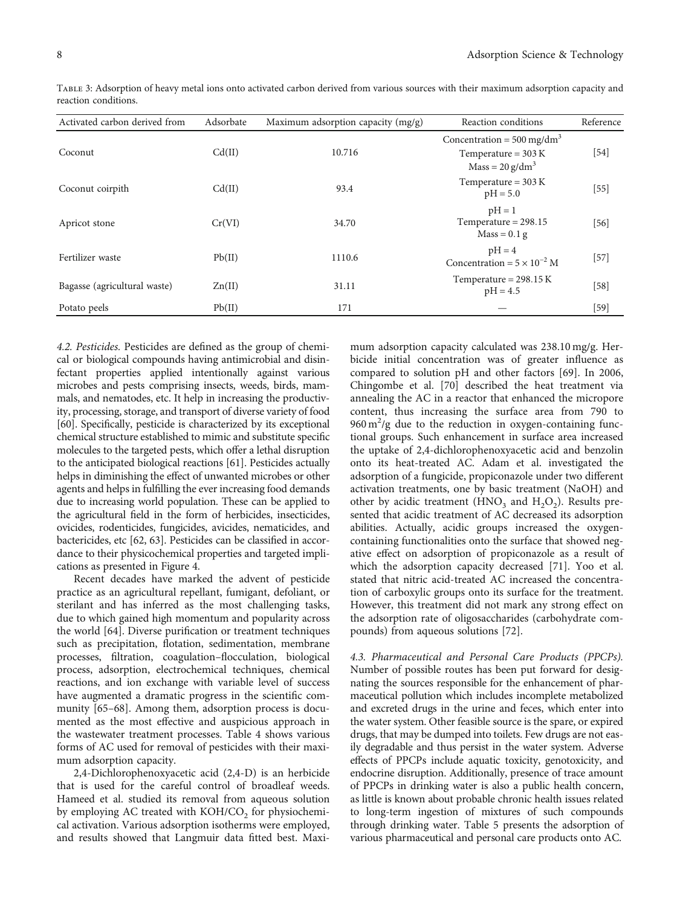Table 3: Adsorption of heavy metal ions onto activated carbon derived from various sources with their maximum adsorption capacity and reaction conditions.

| Activated carbon derived from | Adsorbate | Maximum adsorption capacity (mg/g) | Reaction conditions | Reference |
| --- | --- | --- | --- | --- |
| Coconut | Cd(II) | 10.716 | Concentration = 500 mg/dm$^3$<br>Temperature = 303 K<br>Mass = 20 g/dm$^3$ | [54] |
| Coconut coirpith | Cd(II) | 93.4 | Temperature = 303 K<br>pH = 5.0 | [55] |
| Apricot stone | Cr(VI) | 34.70 | pH = 1<br>Temperature = 298.15<br>Mass = 0.1 g | [56] |
| Fertilizer waste | Pb(II) | 1110.6 | pH = 4<br>Concentration = $5 \times 10^{-2}$ M | [57] |
| Bagasse (agricultural waste) | Zn(II) | 31.11 | Temperature = 298.15 K<br>pH = 4.5 | [58] |
| Potato peels | Pb(II) | 171 | — | [59] |

*4.2. Pesticides.* Pesticides are defined as the group of chemical or biological compounds having antimicrobial and disinfectant properties applied intentionally against various microbes and pests comprising insects, weeds, birds, mammals, and nematodes, etc. It help in increasing the productivity, processing, storage, and transport of diverse variety of food [60]. Specifically, pesticide is characterized by its exceptional chemical structure established to mimic and substitute specific molecules to the targeted pests, which offer a lethal disruption to the anticipated biological reactions [61]. Pesticides actually helps in diminishing the effect of unwanted microbes or other agents and helps in fulfilling the ever increasing food demands due to increasing world population. These can be applied to the agricultural field in the form of herbicides, insecticides, ovicides, rodenticides, fungicides, avicides, nematicides, and bactericides, etc [62, 63]. Pesticides can be classified in accordance to their physicochemical properties and targeted implications as presented in Figure 4.

Recent decades have marked the advent of pesticide practice as an agricultural repellant, fumigant, defoliant, or sterilant and has inferred as the most challenging tasks, due to which gained high momentum and popularity across the world [64]. Diverse purification or treatment techniques such as precipitation, flotation, sedimentation, membrane processes, filtration, coagulation–flocculation, biological process, adsorption, electrochemical techniques, chemical reactions, and ion exchange with variable level of success have augmented a dramatic progress in the scientific community [65–68]. Among them, adsorption process is documented as the most effective and auspicious approach in the wastewater treatment processes. Table 4 shows various forms of AC used for removal of pesticides with their maximum adsorption capacity.

2,4-Dichlorophenoxyacetic acid (2,4-D) is an herbicide that is used for the careful control of broadleaf weeds. Hameed et al. studied its removal from aqueous solution by employing AC treated with KOH/$CO_2$ for physiochemical activation. Various adsorption isotherms were employed, and results showed that Langmuir data fitted best. Maximum adsorption capacity calculated was 238.10 mg/g. Herbicide initial concentration was of greater influence as compared to solution pH and other factors [69]. In 2006, Chingombe et al. [70] described the heat treatment via annealing the AC in a reactor that enhanced the micropore content, thus increasing the surface area from 790 to 960 m$^2$/g due to the reduction in oxygen-containing functional groups. Such enhancement in surface area increased the uptake of 2,4-dichlorophenoxyacetic acid and benzolin onto its heat-treated AC. Adam et al. investigated the adsorption of a fungicide, propiconazole under two different activation treatments, one by basic treatment (NaOH) and other by acidic treatment ($HNO_3$ and $H_2O_2$). Results presented that acidic treatment of AC decreased its adsorption abilities. Actually, acidic groups increased the oxygen-containing functionalities onto the surface that showed negative effect on adsorption of propiconazole as a result of which the adsorption capacity decreased [71]. Yoo et al. stated that nitric acid-treated AC increased the concentration of carboxylic groups onto its surface for the treatment. However, this treatment did not mark any strong effect on the adsorption rate of oligosaccharides (carbohydrate compounds) from aqueous solutions [72].

*4.3. Pharmaceutical and Personal Care Products (PPCPs).* Number of possible routes has been put forward for designating the sources responsible for the enhancement of pharmaceutical pollution which includes incomplete metabolized and excreted drugs in the urine and feces, which enter into the water system. Other feasible source is the spare, or expired drugs, that may be dumped into toilets. Few drugs are not easily degradable and thus persist in the water system. Adverse effects of PPCPs include aquatic toxicity, genotoxicity, and endocrine disruption. Additionally, presence of trace amount of PPCPs in drinking water is also a public health concern, as little is known about probable chronic health issues related to long-term ingestion of mixtures of such compounds through drinking water. Table 5 presents the adsorption of various pharmaceutical and personal care products onto AC.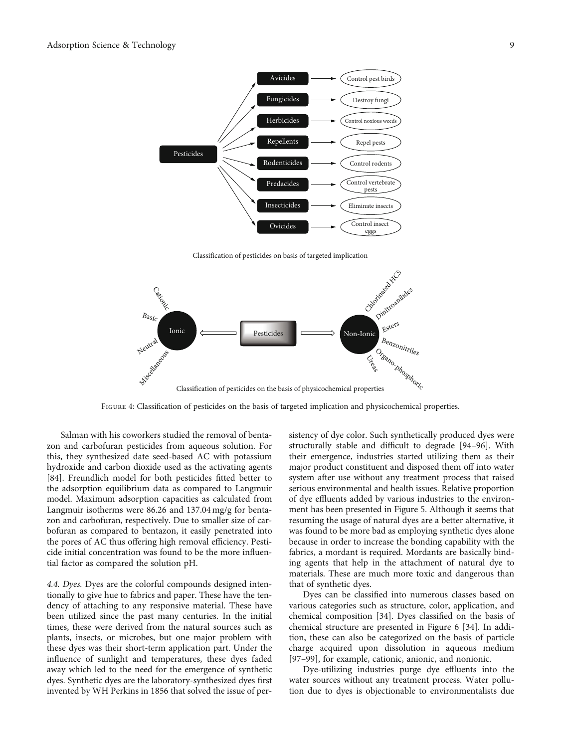Classification of pesticides on basis of targeted implication

Classification of pesticides on the basis of physicochemical properties

Figure 4: Classification of pesticides on the basis of targeted implication and physicochemical properties.

Salman with his coworkers studied the removal of bentazon and carbofuran pesticides from aqueous solution. For this, they synthesized date seed-based AC with potassium hydroxide and carbon dioxide used as the activating agents [84]. Freundlich model for both pesticides fitted better to the adsorption equilibrium data as compared to Langmuir model. Maximum adsorption capacities as calculated from Langmuir isotherms were 86.26 and 137.04 mg/g for bentazon and carbofuran, respectively. Due to smaller size of carbofuran as compared to bentazon, it easily penetrated into the pores of AC thus offering high removal efficiency. Pesticide initial concentration was found to be the more influential factor as compared the solution pH.

*4.4. Dyes.* Dyes are the colorful compounds designed intentionally to give hue to fabrics and paper. These have the tendency of attaching to any responsive material. These have been utilized since the past many centuries. In the initial times, these were derived from the natural sources such as plants, insects, or microbes, but one major problem with these dyes was their short-term application part. Under the influence of sunlight and temperatures, these dyes faded away which led to the need for the emergence of synthetic dyes. Synthetic dyes are the laboratory-synthesized dyes first invented by WH Perkins in 1856 that solved the issue of persistency of dye color. Such synthetically produced dyes were structurally stable and difficult to degrade [94–96]. With their emergence, industries started utilizing them as their major product constituent and disposed them off into water system after use without any treatment process that raised serious environmental and health issues. Relative proportion of dye effluents added by various industries to the environment has been presented in Figure 5. Although it seems that resuming the usage of natural dyes are a better alternative, it was found to be more bad as employing synthetic dyes alone because in order to increase the bonding capability with the fabrics, a mordant is required. Mordants are basically binding agents that help in the attachment of natural dye to materials. These are much more toxic and dangerous than that of synthetic dyes.

Dyes can be classified into numerous classes based on various categories such as structure, color, application, and chemical composition [34]. Dyes classified on the basis of chemical structure are presented in Figure 6 [34]. In addition, these can also be categorized on the basis of particle charge acquired upon dissolution in aqueous medium [97–99], for example, cationic, anionic, and nonionic.

Dye-utilizing industries purge dye effluents into the water sources without any treatment process. Water pollution due to dyes is objectionable to environmentalists due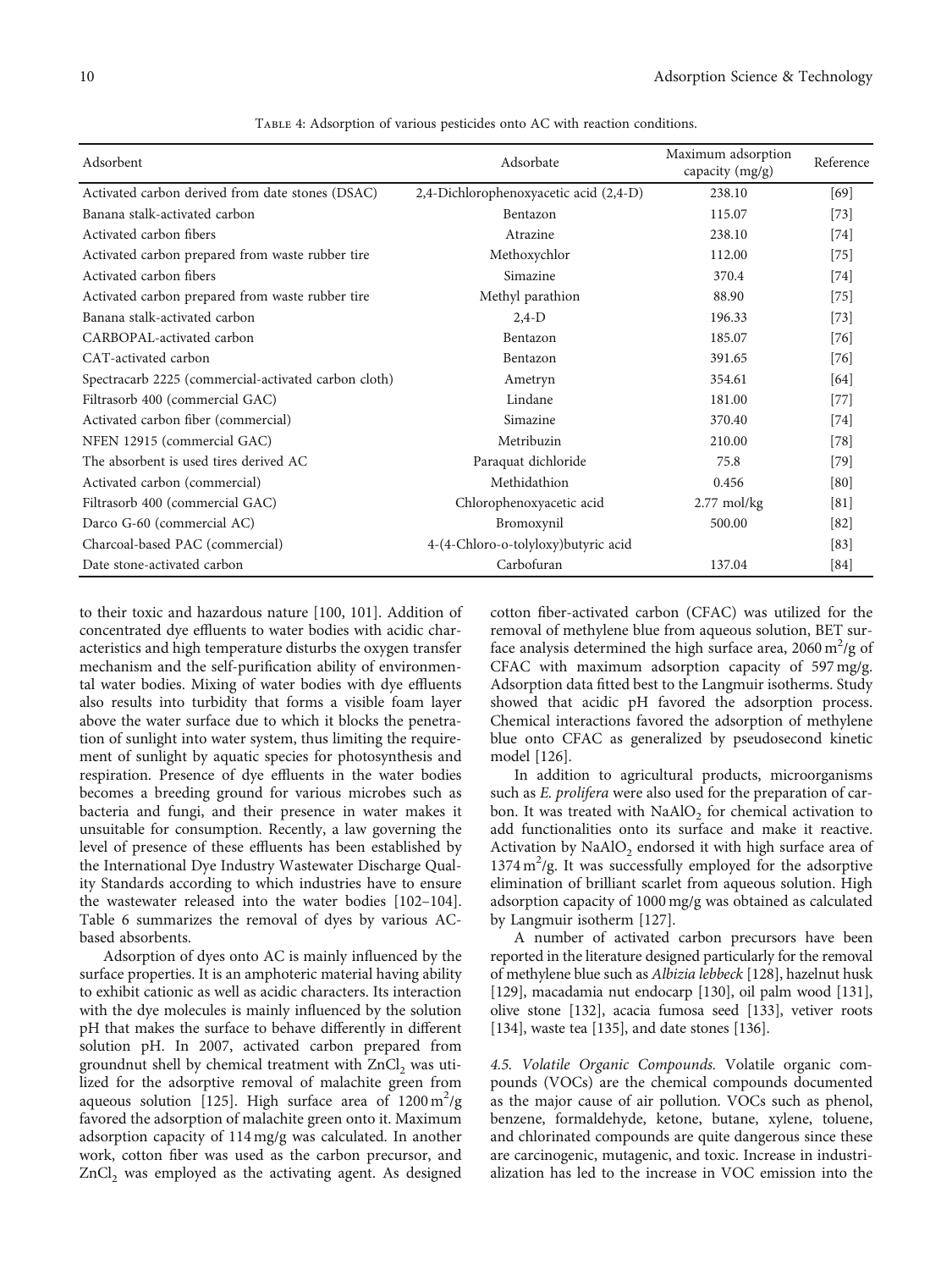Table 4: Adsorption of various pesticides onto AC with reaction conditions.

| Adsorbent | Adsorbate | Maximum adsorption capacity (mg/g) | Reference |
| --- | --- | --- | --- |
| Activated carbon derived from date stones (DSAC) | 2,4-Dichlorophenoxyacetic acid (2,4-D) | 238.10 | [69] |
| Banana stalk-activated carbon | Bentazon | 115.07 | [73] |
| Activated carbon fibers | Atrazine | 238.10 | [74] |
| Activated carbon prepared from waste rubber tire | Methoxychlor | 112.00 | [75] |
| Activated carbon fibers | Simazine | 370.4 | [74] |
| Activated carbon prepared from waste rubber tire | Methyl parathion | 88.90 | [75] |
| Banana stalk-activated carbon | 2,4-D | 196.33 | [73] |
| CARBOPAL-activated carbon | Bentazon | 185.07 | [76] |
| CAT-activated carbon | Bentazon | 391.65 | [76] |
| Spectracarb 2225 (commercial-activated carbon cloth) | Ametryn | 354.61 | [64] |
| Filtrasorb 400 (commercial GAC) | Lindane | 181.00 | [77] |
| Activated carbon fiber (commercial) | Simazine | 370.40 | [74] |
| NFEN 12915 (commercial GAC) | Metribuzin | 210.00 | [78] |
| The absorbent is used tires derived AC | Paraquat dichloride | 75.8 | [79] |
| Activated carbon (commercial) | Methidathion | 0.456 | [80] |
| Filtrasorb 400 (commercial GAC) | Chlorophenoxyacetic acid | 2.77 mol/kg | [81] |
| Darco G-60 (commercial AC) | Bromoxynil | 500.00 | [82] |
| Charcoal-based PAC (commercial) | 4-(4-Chloro-o-tolyloxy)butyric acid | | [83] |
| Date stone-activated carbon | Carbofuran | 137.04 | [84] |

to their toxic and hazardous nature [100, 101]. Addition of concentrated dye effluents to water bodies with acidic characteristics and high temperature disturbs the oxygen transfer mechanism and the self-purification ability of environmental water bodies. Mixing of water bodies with dye effluents also results into turbidity that forms a visible foam layer above the water surface due to which it blocks the penetration of sunlight into water system, thus limiting the requirement of sunlight by aquatic species for photosynthesis and respiration. Presence of dye effluents in the water bodies becomes a breeding ground for various microbes such as bacteria and fungi, and their presence in water makes it unsuitable for consumption. Recently, a law governing the level of presence of these effluents has been established by the International Dye Industry Wastewater Discharge Quality Standards according to which industries have to ensure the wastewater released into the water bodies [102–104]. Table 6 summarizes the removal of dyes by various AC-based absorbents.

Adsorption of dyes onto AC is mainly influenced by the surface properties. It is an amphoteric material having ability to exhibit cationic as well as acidic characters. Its interaction with the dye molecules is mainly influenced by the solution pH that makes the surface to behave differently in different solution pH. In 2007, activated carbon prepared from groundnut shell by chemical treatment with $ZnCl_2$ was utilized for the adsorptive removal of malachite green from aqueous solution [125]. High surface area of $1200\,m^2/g$ favored the adsorption of malachite green onto it. Maximum adsorption capacity of 114 mg/g was calculated. In another work, cotton fiber was used as the carbon precursor, and $ZnCl_2$ was employed as the activating agent. As designed cotton fiber-activated carbon (CFAC) was utilized for the removal of methylene blue from aqueous solution, BET surface analysis determined the high surface area, $2060\,m^2/g$ of CFAC with maximum adsorption capacity of 597 mg/g. Adsorption data fitted best to the Langmuir isotherms. Study showed that acidic pH favored the adsorption process. Chemical interactions favored the adsorption of methylene blue onto CFAC as generalized by pseudosecond kinetic model [126].

In addition to agricultural products, microorganisms such as *E. prolifera* were also used for the preparation of carbon. It was treated with $NaAlO_2$ for chemical activation to add functionalities onto its surface and make it reactive. Activation by $NaAlO_2$ endorsed it with high surface area of $1374\,m^2/g$. It was successfully employed for the adsorptive elimination of brilliant scarlet from aqueous solution. High adsorption capacity of 1000 mg/g was obtained as calculated by Langmuir isotherm [127].

A number of activated carbon precursors have been reported in the literature designed particularly for the removal of methylene blue such as *Albizia lebbeck* [128], hazelnut husk [129], macadamia nut endocarp [130], oil palm wood [131], olive stone [132], acacia fumosa seed [133], vetiver roots [134], waste tea [135], and date stones [136].

*4.5. Volatile Organic Compounds.* Volatile organic compounds (VOCs) are the chemical compounds documented as the major cause of air pollution. VOCs such as phenol, benzene, formaldehyde, ketone, butane, xylene, toluene, and chlorinated compounds are quite dangerous since these are carcinogenic, mutagenic, and toxic. Increase in industrialization has led to the increase in VOC emission into the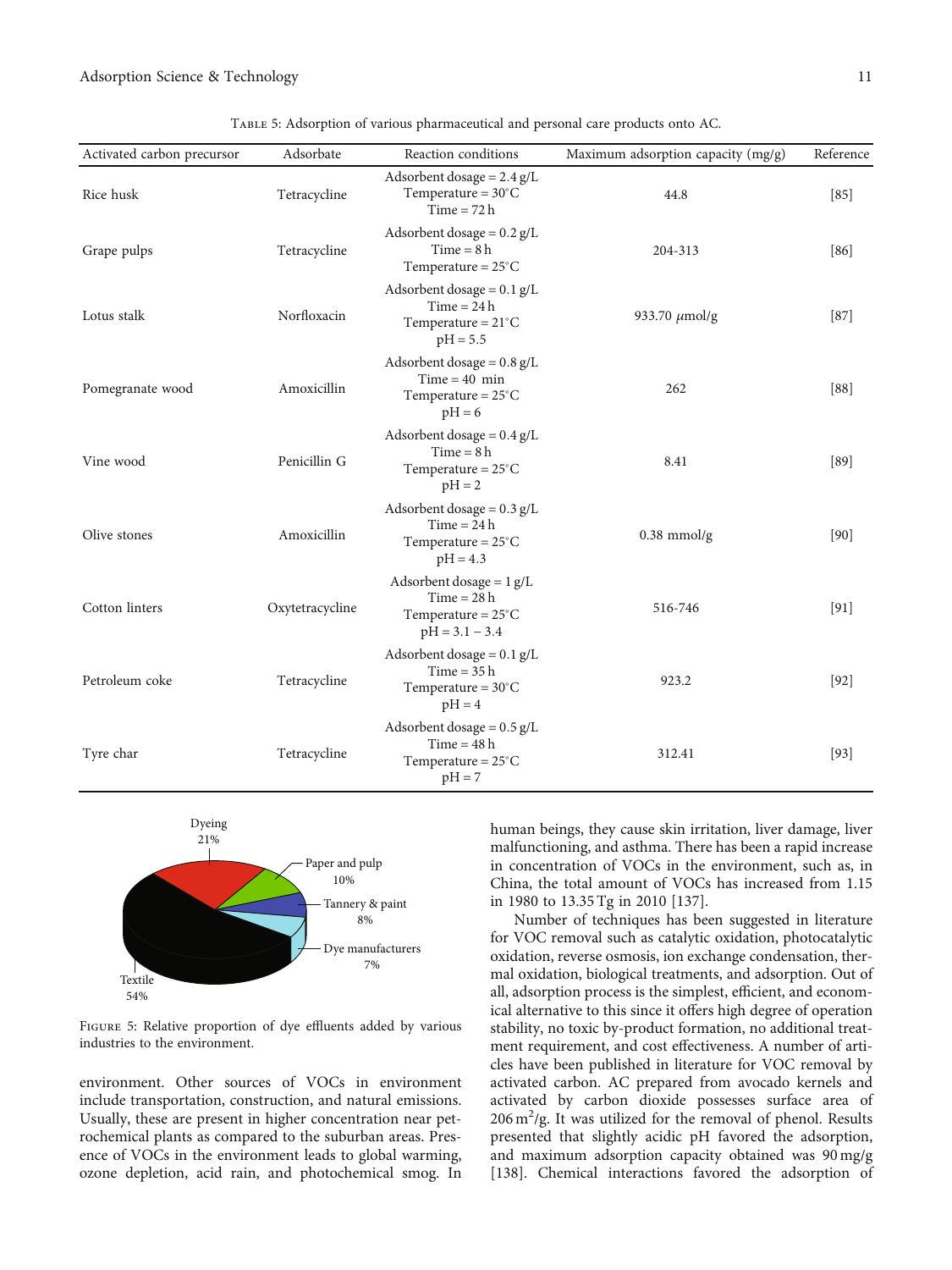Table 5: Adsorption of various pharmaceutical and personal care products onto AC.

| Activated carbon precursor | Adsorbate | Reaction conditions | Maximum adsorption capacity (mg/g) | Reference |
|---|---|---|---|---|
| Rice husk | Tetracycline | Adsorbent dosage = 2.4 g/L<br>Temperature = 30°C<br>Time = 72 h | 44.8 | [85] |
| Grape pulps | Tetracycline | Adsorbent dosage = 0.2 g/L<br>Time = 8 h<br>Temperature = 25°C | 204-313 | [86] |
| Lotus stalk | Norfloxacin | Adsorbent dosage = 0.1 g/L<br>Time = 24 h<br>Temperature = 21°C<br>pH = 5.5 | 933.70 $\mu$mol/g | [87] |
| Pomegranate wood | Amoxicillin | Adsorbent dosage = 0.8 g/L<br>Time = 40 min<br>Temperature = 25°C<br>pH = 6 | 262 | [88] |
| Vine wood | Penicillin G | Adsorbent dosage = 0.4 g/L<br>Time = 8 h<br>Temperature = 25°C<br>pH = 2 | 8.41 | [89] |
| Olive stones | Amoxicillin | Adsorbent dosage = 0.3 g/L<br>Time = 24 h<br>Temperature = 25°C<br>pH = 4.3 | 0.38 mmol/g | [90] |
| Cotton linters | Oxytetracycline | Adsorbent dosage = 1 g/L<br>Time = 28 h<br>Temperature = 25°C<br>pH = 3.1 − 3.4 | 516-746 | [91] |
| Petroleum coke | Tetracycline | Adsorbent dosage = 0.1 g/L<br>Time = 35 h<br>Temperature = 30°C<br>pH = 4 | 923.2 | [92] |
| Tyre char | Tetracycline | Adsorbent dosage = 0.5 g/L<br>Time = 48 h<br>Temperature = 25°C<br>pH = 7 | 312.41 | [93] |

Figure 5: Relative proportion of dye effluents added by various industries to the environment.

environment. Other sources of VOCs in environment include transportation, construction, and natural emissions. Usually, these are present in higher concentration near petrochemical plants as compared to the suburban areas. Presence of VOCs in the environment leads to global warming, ozone depletion, acid rain, and photochemical smog. In human beings, they cause skin irritation, liver damage, liver malfunctioning, and asthma. There has been a rapid increase in concentration of VOCs in the environment, such as, in China, the total amount of VOCs has increased from 1.15 in 1980 to 13.35 Tg in 2010 [137].

Number of techniques has been suggested in literature for VOC removal such as catalytic oxidation, photocatalytic oxidation, reverse osmosis, ion exchange condensation, thermal oxidation, biological treatments, and adsorption. Out of all, adsorption process is the simplest, efficient, and economical alternative to this since it offers high degree of operation stability, no toxic by-product formation, no additional treatment requirement, and cost effectiveness. A number of articles have been published in literature for VOC removal by activated carbon. AC prepared from avocado kernels and activated by carbon dioxide possesses surface area of 206 $m^2$/g. It was utilized for the removal of phenol. Results presented that slightly acidic pH favored the adsorption, and maximum adsorption capacity obtained was 90 mg/g [138]. Chemical interactions favored the adsorption of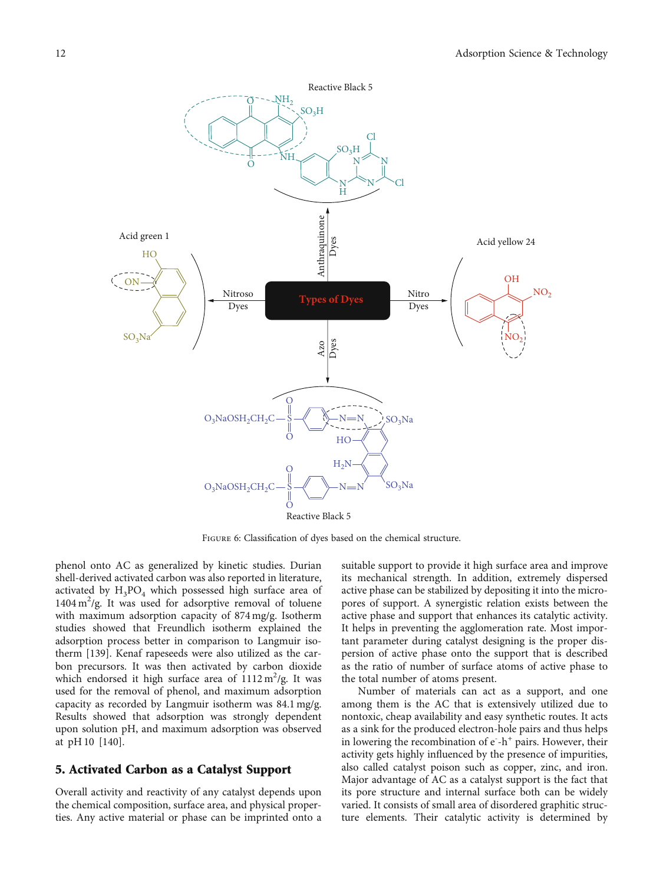FIGURE 6: Classification of dyes based on the chemical structure.

phenol onto AC as generalized by kinetic studies. Durian shell-derived activated carbon was also reported in literature, activated by $H_3PO_4$ which possessed high surface area of 1404 $m^2/g$. It was used for adsorptive removal of toluene with maximum adsorption capacity of 874 mg/g. Isotherm studies showed that Freundlich isotherm explained the adsorption process better in comparison to Langmuir isotherm [139]. Kenaf rapeseeds were also utilized as the carbon precursors. It was then activated by carbon dioxide which endorsed it high surface area of 1112 $m^2/g$. It was used for the removal of phenol, and maximum adsorption capacity as recorded by Langmuir isotherm was 84.1 mg/g. Results showed that adsorption was strongly dependent upon solution pH, and maximum adsorption was observed at pH 10 [140].

## 5. Activated Carbon as a Catalyst Support

Overall activity and reactivity of any catalyst depends upon the chemical composition, surface area, and physical properties. Any active material or phase can be imprinted onto a suitable support to provide it high surface area and improve its mechanical strength. In addition, extremely dispersed active phase can be stabilized by depositing it into the micropores of support. A synergistic relation exists between the active phase and support that enhances its catalytic activity. It helps in preventing the agglomeration rate. Most important parameter during catalyst designing is the proper dispersion of active phase onto the support that is described as the ratio of number of surface atoms of active phase to the total number of atoms present.

Number of materials can act as a support, and one among them is the AC that is extensively utilized due to nontoxic, cheap availability and easy synthetic routes. It acts as a sink for the produced electron-hole pairs and thus helps in lowering the recombination of $e^-$-$h^+$ pairs. However, their activity gets highly influenced by the presence of impurities, also called catalyst poison such as copper, zinc, and iron. Major advantage of AC as a catalyst support is the fact that its pore structure and internal surface both can be widely varied. It consists of small area of disordered graphitic structure elements. Their catalytic activity is determined by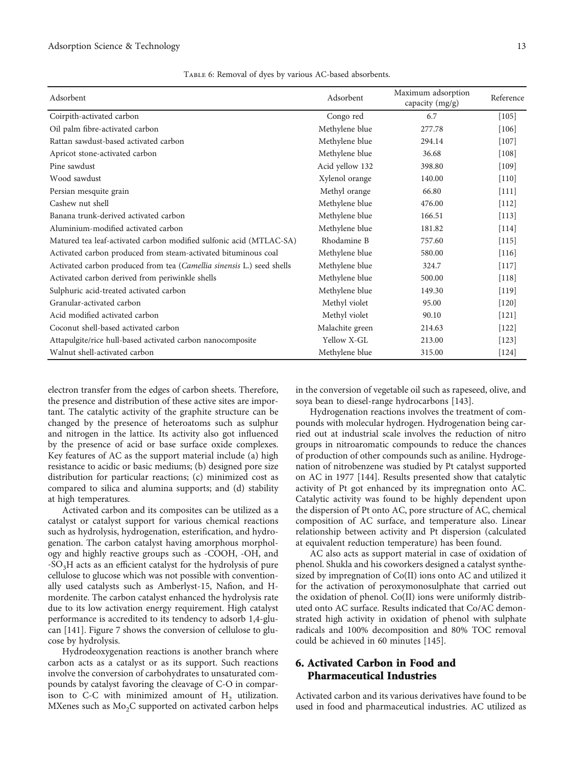Table 6: Removal of dyes by various AC-based absorbents.

| Adsorbent | Adsorbent | Maximum adsorption capacity (mg/g) | Reference |
|---|---|---|---|
| Coirpith-activated carbon | Congo red | 6.7 | [105] |
| Oil palm fibre-activated carbon | Methylene blue | 277.78 | [106] |
| Rattan sawdust-based activated carbon | Methylene blue | 294.14 | [107] |
| Apricot stone-activated carbon | Methylene blue | 36.68 | [108] |
| Pine sawdust | Acid yellow 132 | 398.80 | [109] |
| Wood sawdust | Xylenol orange | 140.00 | [110] |
| Persian mesquite grain | Methyl orange | 66.80 | [111] |
| Cashew nut shell | Methylene blue | 476.00 | [112] |
| Banana trunk-derived activated carbon | Methylene blue | 166.51 | [113] |
| Aluminium-modified activated carbon | Methylene blue | 181.82 | [114] |
| Matured tea leaf-activated carbon modified sulfonic acid (MTLAC-SA) | Rhodamine B | 757.60 | [115] |
| Activated carbon produced from steam-activated bituminous coal | Methylene blue | 580.00 | [116] |
| Activated carbon produced from tea (*Camellia sinensis* L.) seed shells | Methylene blue | 324.7 | [117] |
| Activated carbon derived from periwinkle shells | Methylene blue | 500.00 | [118] |
| Sulphuric acid-treated activated carbon | Methylene blue | 149.30 | [119] |
| Granular-activated carbon | Methyl violet | 95.00 | [120] |
| Acid modified activated carbon | Methyl violet | 90.10 | [121] |
| Coconut shell-based activated carbon | Malachite green | 214.63 | [122] |
| Attapulgite/rice hull-based activated carbon nanocomposite | Yellow X-GL | 213.00 | [123] |
| Walnut shell-activated carbon | Methylene blue | 315.00 | [124] |

electron transfer from the edges of carbon sheets. Therefore, the presence and distribution of these active sites are important. The catalytic activity of the graphite structure can be changed by the presence of heteroatoms such as sulphur and nitrogen in the lattice. Its activity also got influenced by the presence of acid or base surface oxide complexes. Key features of AC as the support material include (a) high resistance to acidic or basic mediums; (b) designed pore size distribution for particular reactions; (c) minimized cost as compared to silica and alumina supports; and (d) stability at high temperatures.

Activated carbon and its composites can be utilized as a catalyst or catalyst support for various chemical reactions such as hydrolysis, hydrogenation, esterification, and hydrogenation. The carbon catalyst having amorphous morphology and highly reactive groups such as -COOH, -OH, and $-SO_3H$ acts as an efficient catalyst for the hydrolysis of pure cellulose to glucose which was not possible with conventionally used catalysts such as Amberlyst-15, Nafion, and H-mordenite. The carbon catalyst enhanced the hydrolysis rate due to its low activation energy requirement. High catalyst performance is accredited to its tendency to adsorb 1,4-glucan [141]. Figure 7 shows the conversion of cellulose to glucose by hydrolysis.

Hydrodeoxygenation reactions is another branch where carbon acts as a catalyst or as its support. Such reactions involve the conversion of carbohydrates to unsaturated compounds by catalyst favoring the cleavage of C-O in comparison to C-C with minimized amount of $H_2$ utilization. MXenes such as $Mo_2C$ supported on activated carbon helps in the conversion of vegetable oil such as rapeseed, olive, and soya bean to diesel-range hydrocarbons [143].

Hydrogenation reactions involves the treatment of compounds with molecular hydrogen. Hydrogenation being carried out at industrial scale involves the reduction of nitro groups in nitroaromatic compounds to reduce the chances of production of other compounds such as aniline. Hydrogenation of nitrobenzene was studied by Pt catalyst supported on AC in 1977 [144]. Results presented show that catalytic activity of Pt got enhanced by its impregnation onto AC. Catalytic activity was found to be highly dependent upon the dispersion of Pt onto AC, pore structure of AC, chemical composition of AC surface, and temperature also. Linear relationship between activity and Pt dispersion (calculated at equivalent reduction temperature) has been found.

AC also acts as support material in case of oxidation of phenol. Shukla and his coworkers designed a catalyst synthesized by impregnation of Co(II) ions onto AC and utilized it for the activation of peroxymonosulphate that carried out the oxidation of phenol. Co(II) ions were uniformly distributed onto AC surface. Results indicated that Co/AC demonstrated high activity in oxidation of phenol with sulphate radicals and 100% decomposition and 80% TOC removal could be achieved in 60 minutes [145].

## 6. Activated Carbon in Food and Pharmaceutical Industries

Activated carbon and its various derivatives have found to be used in food and pharmaceutical industries. AC utilized as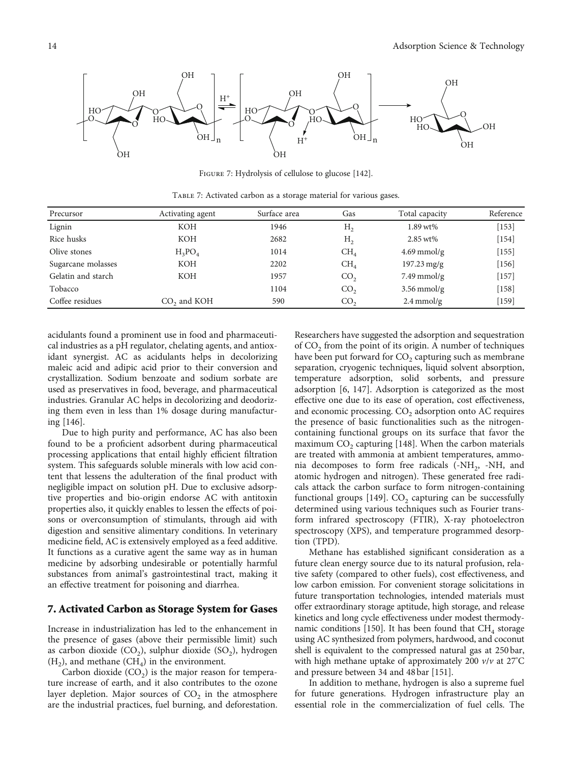Figure 7: Hydrolysis of cellulose to glucose [142].

Table 7: Activated carbon as a storage material for various gases.

| Precursor | Activating agent | Surface area | Gas | Total capacity | Reference |
|---|---|---|---|---|---|
| Lignin | KOH | 1946 | $H_2$ | 1.89 wt% | [153] |
| Rice husks | KOH | 2682 | $H_2$ | 2.85 wt% | [154] |
| Olive stones | $H_3PO_4$ | 1014 | $CH_4$ | 4.69 mmol/g | [155] |
| Sugarcane molasses | KOH | 2202 | $CH_4$ | 197.23 mg/g | [156] |
| Gelatin and starch | KOH | 1957 | $CO_2$ | 7.49 mmol/g | [157] |
| Tobacco | | 1104 | $CO_2$ | 3.56 mmol/g | [158] |
| Coffee residues | $CO_2$ and KOH | 590 | $CO_2$ | 2.4 mmol/g | [159] |

acidulants found a prominent use in food and pharmaceutical industries as a pH regulator, chelating agents, and antioxidant synergist. AC as acidulants helps in decolorizing maleic acid and adipic acid prior to their conversion and crystallization. Sodium benzoate and sodium sorbate are used as preservatives in food, beverage, and pharmaceutical industries. Granular AC helps in decolorizing and deodorizing them even in less than 1% dosage during manufacturing [146].

Due to high purity and performance, AC has also been found to be a proficient adsorbent during pharmaceutical processing applications that entail highly efficient filtration system. This safeguards soluble minerals with low acid content that lessens the adulteration of the final product with negligible impact on solution pH. Due to exclusive adsorptive properties and bio-origin endorse AC with antitoxin properties also, it quickly enables to lessen the effects of poisons or overconsumption of stimulants, through aid with digestion and sensitive alimentary conditions. In veterinary medicine field, AC is extensively employed as a feed additive. It functions as a curative agent the same way as in human medicine by adsorbing undesirable or potentially harmful substances from animal's gastrointestinal tract, making it an effective treatment for poisoning and diarrhea.

## 7. Activated Carbon as Storage System for Gases

Increase in industrialization has led to the enhancement in the presence of gases (above their permissible limit) such as carbon dioxide ($CO_2$), sulphur dioxide ($SO_2$), hydrogen ($H_2$), and methane ($CH_4$) in the environment.

Carbon dioxide ($CO_2$) is the major reason for temperature increase of earth, and it also contributes to the ozone layer depletion. Major sources of $CO_2$ in the atmosphere are the industrial practices, fuel burning, and deforestation. Researchers have suggested the adsorption and sequestration of $CO_2$ from the point of its origin. A number of techniques have been put forward for $CO_2$ capturing such as membrane separation, cryogenic techniques, liquid solvent absorption, temperature adsorption, solid sorbents, and pressure adsorption [6, 147]. Adsorption is categorized as the most effective one due to its ease of operation, cost effectiveness, and economic processing. $CO_2$ adsorption onto AC requires the presence of basic functionalities such as the nitrogen-containing functional groups on its surface that favor the maximum $CO_2$ capturing [148]. When the carbon materials are treated with ammonia at ambient temperatures, ammonia decomposes to form free radicals (-$NH_2$, -NH, and atomic hydrogen and nitrogen). These generated free radicals attack the carbon surface to form nitrogen-containing functional groups [149]. $CO_2$ capturing can be successfully determined using various techniques such as Fourier transform infrared spectroscopy (FTIR), X-ray photoelectron spectroscopy (XPS), and temperature programmed desorption (TPD).

Methane has established significant consideration as a future clean energy source due to its natural profusion, relative safety (compared to other fuels), cost effectiveness, and low carbon emission. For convenient storage solicitations in future transportation technologies, intended materials must offer extraordinary storage aptitude, high storage, and release kinetics and long cycle effectiveness under modest thermodynamic conditions [150]. It has been found that $CH_4$ storage using AC synthesized from polymers, hardwood, and coconut shell is equivalent to the compressed natural gas at 250 bar, with high methane uptake of approximately 200 $v/v$ at 27°C and pressure between 34 and 48 bar [151].

In addition to methane, hydrogen is also a supreme fuel for future generations. Hydrogen infrastructure play an essential role in the commercialization of fuel cells. The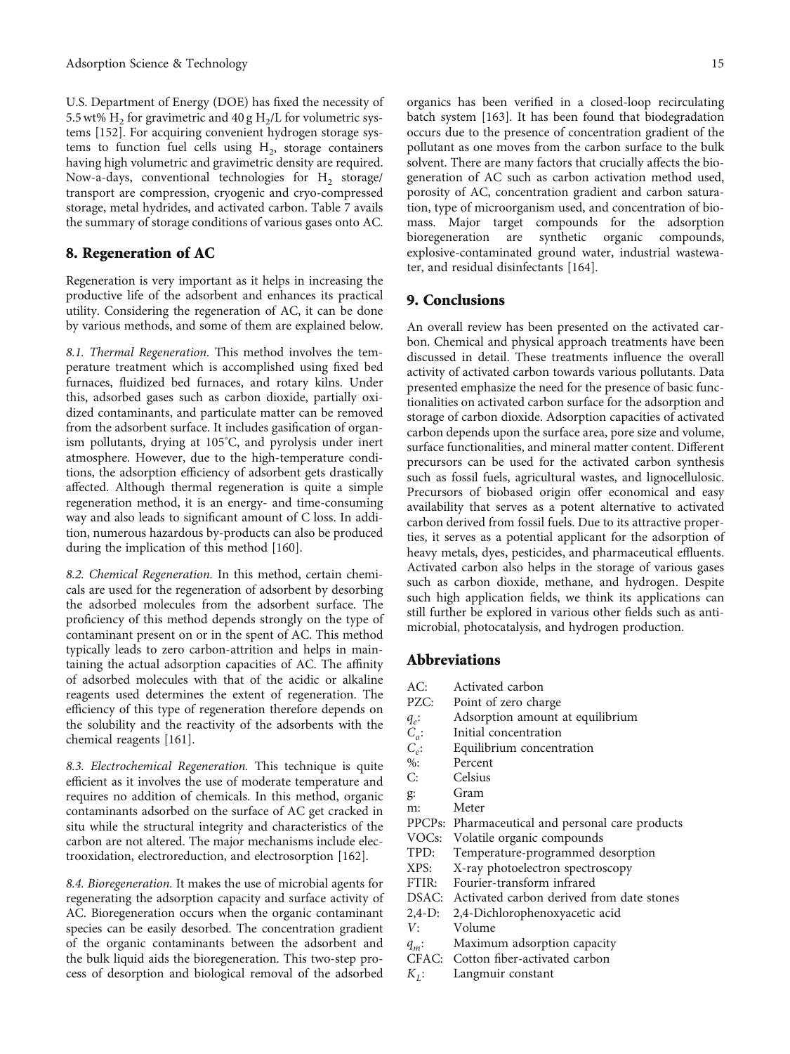U.S. Department of Energy (DOE) has fixed the necessity of 5.5 wt% $H_2$ for gravimetric and 40 g $H_2$/L for volumetric systems [152]. For acquiring convenient hydrogen storage systems to function fuel cells using $H_2$, storage containers having high volumetric and gravimetric density are required. Now-a-days, conventional technologies for $H_2$ storage/transport are compression, cryogenic and cryo-compressed storage, metal hydrides, and activated carbon. Table 7 avails the summary of storage conditions of various gases onto AC.

## 8. Regeneration of AC

Regeneration is very important as it helps in increasing the productive life of the adsorbent and enhances its practical utility. Considering the regeneration of AC, it can be done by various methods, and some of them are explained below.

*8.1. Thermal Regeneration.* This method involves the temperature treatment which is accomplished using fixed bed furnaces, fluidized bed furnaces, and rotary kilns. Under this, adsorbed gases such as carbon dioxide, partially oxidized contaminants, and particulate matter can be removed from the adsorbent surface. It includes gasification of organism pollutants, drying at 105°C, and pyrolysis under inert atmosphere. However, due to the high-temperature conditions, the adsorption efficiency of adsorbent gets drastically affected. Although thermal regeneration is quite a simple regeneration method, it is an energy- and time-consuming way and also leads to significant amount of C loss. In addition, numerous hazardous by-products can also be produced during the implication of this method [160].

*8.2. Chemical Regeneration.* In this method, certain chemicals are used for the regeneration of adsorbent by desorbing the adsorbed molecules from the adsorbent surface. The proficiency of this method depends strongly on the type of contaminant present on or in the spent of AC. This method typically leads to zero carbon-attrition and helps in maintaining the actual adsorption capacities of AC. The affinity of adsorbed molecules with that of the acidic or alkaline reagents used determines the extent of regeneration. The efficiency of this type of regeneration therefore depends on the solubility and the reactivity of the adsorbents with the chemical reagents [161].

*8.3. Electrochemical Regeneration.* This technique is quite efficient as it involves the use of moderate temperature and requires no addition of chemicals. In this method, organic contaminants adsorbed on the surface of AC get cracked in situ while the structural integrity and characteristics of the carbon are not altered. The major mechanisms include electrooxidation, electroreduction, and electrosorption [162].

*8.4. Bioregeneration.* It makes the use of microbial agents for regenerating the adsorption capacity and surface activity of AC. Bioregeneration occurs when the organic contaminant species can be easily desorbed. The concentration gradient of the organic contaminants between the adsorbent and the bulk liquid aids the bioregeneration. This two-step process of desorption and biological removal of the adsorbed organics has been verified in a closed-loop recirculating batch system [163]. It has been found that biodegradation occurs due to the presence of concentration gradient of the pollutant as one moves from the carbon surface to the bulk solvent. There are many factors that crucially affects the biogeneration of AC such as carbon activation method used, porosity of AC, concentration gradient and carbon saturation, type of microorganism used, and concentration of biomass. Major target compounds for the adsorption bioregeneration are synthetic organic compounds, explosive-contaminated ground water, industrial wastewater, and residual disinfectants [164].

## 9. Conclusions

An overall review has been presented on the activated carbon. Chemical and physical approach treatments have been discussed in detail. These treatments influence the overall activity of activated carbon towards various pollutants. Data presented emphasize the need for the presence of basic functionalities on activated carbon surface for the adsorption and storage of carbon dioxide. Adsorption capacities of activated carbon depends upon the surface area, pore size and volume, surface functionalities, and mineral matter content. Different precursors can be used for the activated carbon synthesis such as fossil fuels, agricultural wastes, and lignocellulosic. Precursors of biobased origin offer economical and easy availability that serves as a potent alternative to activated carbon derived from fossil fuels. Due to its attractive properties, it serves as a potential applicant for the adsorption of heavy metals, dyes, pesticides, and pharmaceutical effluents. Activated carbon also helps in the storage of various gases such as carbon dioxide, methane, and hydrogen. Despite such high application fields, we think its applications can still further be explored in various other fields such as antimicrobial, photocatalysis, and hydrogen production.

## Abbreviations

- AC: Activated carbon
- PZC: Point of zero charge
- $q_e$: Adsorption amount at equilibrium
- $C_o$: Initial concentration
- $C_e$: Equilibrium concentration
- %: Percent
- C: Celsius
- g: Gram
- m: Meter
- PPCPs: Pharmaceutical and personal care products
- VOCs: Volatile organic compounds
- TPD: Temperature-programmed desorption
- XPS: X-ray photoelectron spectroscopy
- FTIR: Fourier-transform infrared
- DSAC: Activated carbon derived from date stones
- 2,4-D: 2,4-Dichlorophenoxyacetic acid
- $V$: Volume
- $q_m$: Maximum adsorption capacity
- CFAC: Cotton fiber-activated carbon
- $K_L$: Langmuir constant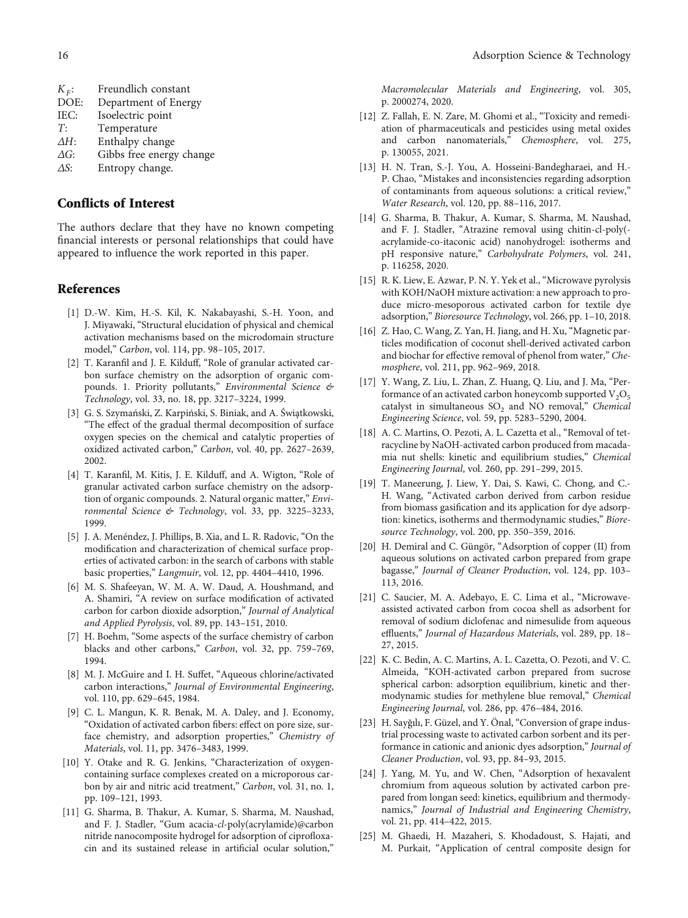$K_F$: Freundlich constant
DOE: Department of Energy
IEC: Isoelectric point
$T$: Temperature
$\Delta H$: Enthalpy change
$\Delta G$: Gibbs free energy change
$\Delta S$: Entropy change.

## Conflicts of Interest

The authors declare that they have no known competing financial interests or personal relationships that could have appeared to influence the work reported in this paper.

## References

[1] D.-W. Kim, H.-S. Kil, K. Nakabayashi, S.-H. Yoon, and J. Miyawaki, "Structural elucidation of physical and chemical activation mechanisms based on the microdomain structure model," *Carbon*, vol. 114, pp. 98–105, 2017.

[2] T. Karanfil and J. E. Kilduff, "Role of granular activated carbon surface chemistry on the adsorption of organic compounds. 1. Priority pollutants," *Environmental Science & Technology*, vol. 33, no. 18, pp. 3217–3224, 1999.

[3] G. S. Szymański, Z. Karpiński, S. Biniak, and A. Świątkowski, "The effect of the gradual thermal decomposition of surface oxygen species on the chemical and catalytic properties of oxidized activated carbon," *Carbon*, vol. 40, pp. 2627–2639, 2002.

[4] T. Karanfil, M. Kitis, J. E. Kilduff, and A. Wigton, "Role of granular activated carbon surface chemistry on the adsorption of organic compounds. 2. Natural organic matter," *Environmental Science & Technology*, vol. 33, pp. 3225–3233, 1999.

[5] J. A. Menéndez, J. Phillips, B. Xia, and L. R. Radovic, "On the modification and characterization of chemical surface properties of activated carbon: in the search of carbons with stable basic properties," *Langmuir*, vol. 12, pp. 4404–4410, 1996.

[6] M. S. Shafeeyan, W. M. A. W. Daud, A. Houshmand, and A. Shamiri, "A review on surface modification of activated carbon for carbon dioxide adsorption," *Journal of Analytical and Applied Pyrolysis*, vol. 89, pp. 143–151, 2010.

[7] H. Boehm, "Some aspects of the surface chemistry of carbon blacks and other carbons," *Carbon*, vol. 32, pp. 759–769, 1994.

[8] M. J. McGuire and I. H. Suffet, "Aqueous chlorine/activated carbon interactions," *Journal of Environmental Engineering*, vol. 110, pp. 629–645, 1984.

[9] C. L. Mangun, K. R. Benak, M. A. Daley, and J. Economy, "Oxidation of activated carbon fibers: effect on pore size, surface chemistry, and adsorption properties," *Chemistry of Materials*, vol. 11, pp. 3476–3483, 1999.

[10] Y. Otake and R. G. Jenkins, "Characterization of oxygen-containing surface complexes created on a microporous carbon by air and nitric acid treatment," *Carbon*, vol. 31, no. 1, pp. 109–121, 1993.

[11] G. Sharma, B. Thakur, A. Kumar, S. Sharma, M. Naushad, and F. J. Stadler, "Gum acacia-*cl*-poly(acrylamide)@carbon nitride nanocomposite hydrogel for adsorption of ciprofloxacin and its sustained release in artificial ocular solution," *Macromolecular Materials and Engineering*, vol. 305, p. 2000274, 2020.

[12] Z. Fallah, E. N. Zare, M. Ghomi et al., "Toxicity and remediation of pharmaceuticals and pesticides using metal oxides and carbon nanomaterials," *Chemosphere*, vol. 275, p. 130055, 2021.

[13] H. N. Tran, S.-J. You, A. Hosseini-Bandegharaei, and H.-P. Chao, "Mistakes and inconsistencies regarding adsorption of contaminants from aqueous solutions: a critical review," *Water Research*, vol. 120, pp. 88–116, 2017.

[14] G. Sharma, B. Thakur, A. Kumar, S. Sharma, M. Naushad, and F. J. Stadler, "Atrazine removal using chitin-cl-poly(-acrylamide-co-itaconic acid) nanohydrogel: isotherms and pH responsive nature," *Carbohydrate Polymers*, vol. 241, p. 116258, 2020.

[15] R. K. Liew, E. Azwar, P. N. Y. Yek et al., "Microwave pyrolysis with KOH/NaOH mixture activation: a new approach to produce micro-mesoporous activated carbon for textile dye adsorption," *Bioresource Technology*, vol. 266, pp. 1–10, 2018.

[16] Z. Hao, C. Wang, Z. Yan, H. Jiang, and H. Xu, "Magnetic particles modification of coconut shell-derived activated carbon and biochar for effective removal of phenol from water," *Chemosphere*, vol. 211, pp. 962–969, 2018.

[17] Y. Wang, Z. Liu, L. Zhan, Z. Huang, Q. Liu, and J. Ma, "Performance of an activated carbon honeycomb supported $V_2O_5$ catalyst in simultaneous $SO_2$ and NO removal," *Chemical Engineering Science*, vol. 59, pp. 5283–5290, 2004.

[18] A. C. Martins, O. Pezoti, A. L. Cazetta et al., "Removal of tetracycline by NaOH-activated carbon produced from macadamia nut shells: kinetic and equilibrium studies," *Chemical Engineering Journal*, vol. 260, pp. 291–299, 2015.

[19] T. Maneerung, J. Liew, Y. Dai, S. Kawi, C. Chong, and C.-H. Wang, "Activated carbon derived from carbon residue from biomass gasification and its application for dye adsorption: kinetics, isotherms and thermodynamic studies," *Bioresource Technology*, vol. 200, pp. 350–359, 2016.

[20] H. Demiral and C. Güngör, "Adsorption of copper (II) from aqueous solutions on activated carbon prepared from grape bagasse," *Journal of Cleaner Production*, vol. 124, pp. 103–113, 2016.

[21] C. Saucier, M. A. Adebayo, E. C. Lima et al., "Microwave-assisted activated carbon from cocoa shell as adsorbent for removal of sodium diclofenac and nimesulide from aqueous effluents," *Journal of Hazardous Materials*, vol. 289, pp. 18–27, 2015.

[22] K. C. Bedin, A. C. Martins, A. L. Cazetta, O. Pezoti, and V. C. Almeida, "KOH-activated carbon prepared from sucrose spherical carbon: adsorption equilibrium, kinetic and thermodynamic studies for methylene blue removal," *Chemical Engineering Journal*, vol. 286, pp. 476–484, 2016.

[23] H. Sayğılı, F. Güzel, and Y. Önal, "Conversion of grape industrial processing waste to activated carbon sorbent and its performance in cationic and anionic dyes adsorption," *Journal of Cleaner Production*, vol. 93, pp. 84–93, 2015.

[24] J. Yang, M. Yu, and W. Chen, "Adsorption of hexavalent chromium from aqueous solution by activated carbon prepared from longan seed: kinetics, equilibrium and thermodynamics," *Journal of Industrial and Engineering Chemistry*, vol. 21, pp. 414–422, 2015.

[25] M. Ghaedi, H. Mazaheri, S. Khodadoust, S. Hajati, and M. Purkait, "Application of central composite design for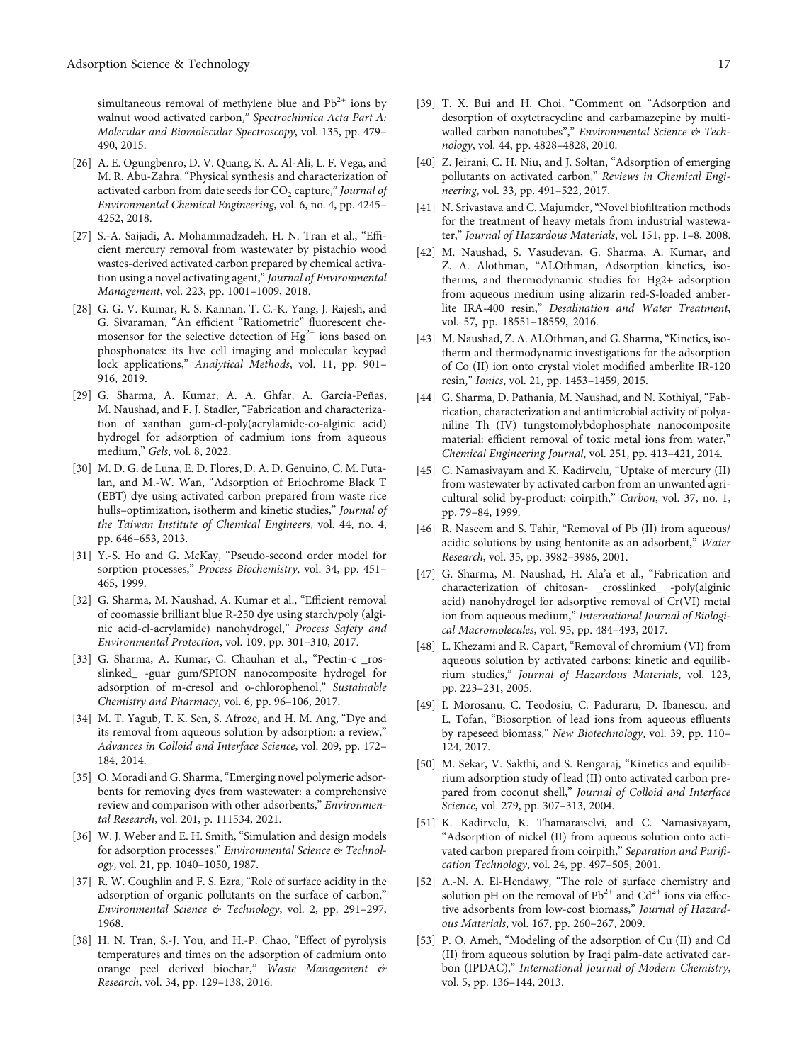simultaneous removal of methylene blue and $Pb^{2+}$ ions by walnut wood activated carbon," *Spectrochimica Acta Part A: Molecular and Biomolecular Spectroscopy*, vol. 135, pp. 479–490, 2015.

[26] A. E. Ogungbenro, D. V. Quang, K. A. Al-Ali, L. F. Vega, and M. R. Abu-Zahra, "Physical synthesis and characterization of activated carbon from date seeds for $CO_2$ capture," *Journal of Environmental Chemical Engineering*, vol. 6, no. 4, pp. 4245–4252, 2018.

[27] S.-A. Sajjadi, A. Mohammadzadeh, H. N. Tran et al., "Efficient mercury removal from wastewater by pistachio wood wastes-derived activated carbon prepared by chemical activation using a novel activating agent," *Journal of Environmental Management*, vol. 223, pp. 1001–1009, 2018.

[28] G. G. V. Kumar, R. S. Kannan, T. C.-K. Yang, J. Rajesh, and G. Sivaraman, "An efficient "Ratiometric" fluorescent chemosensor for the selective detection of $Hg^{2+}$ ions based on phosphonates: its live cell imaging and molecular keypad lock applications," *Analytical Methods*, vol. 11, pp. 901–916, 2019.

[29] G. Sharma, A. Kumar, A. A. Ghfar, A. García-Peñas, M. Naushad, and F. J. Stadler, "Fabrication and characterization of xanthan gum-cl-poly(acrylamide-co-alginic acid) hydrogel for adsorption of cadmium ions from aqueous medium," *Gels*, vol. 8, 2022.

[30] M. D. G. de Luna, E. D. Flores, D. A. D. Genuino, C. M. Futalan, and M.-W. Wan, "Adsorption of Eriochrome Black T (EBT) dye using activated carbon prepared from waste rice hulls–optimization, isotherm and kinetic studies," *Journal of the Taiwan Institute of Chemical Engineers*, vol. 44, no. 4, pp. 646–653, 2013.

[31] Y.-S. Ho and G. McKay, "Pseudo-second order model for sorption processes," *Process Biochemistry*, vol. 34, pp. 451–465, 1999.

[32] G. Sharma, M. Naushad, A. Kumar et al., "Efficient removal of coomassie brilliant blue R-250 dye using starch/poly (alginic acid-cl-acrylamide) nanohydrogel," *Process Safety and Environmental Protection*, vol. 109, pp. 301–310, 2017.

[33] G. Sharma, A. Kumar, C. Chauhan et al., "Pectin-c _rosslinked_ -guar gum/SPION nanocomposite hydrogel for adsorption of m-cresol and o-chlorophenol," *Sustainable Chemistry and Pharmacy*, vol. 6, pp. 96–106, 2017.

[34] M. T. Yagub, T. K. Sen, S. Afroze, and H. M. Ang, "Dye and its removal from aqueous solution by adsorption: a review," *Advances in Colloid and Interface Science*, vol. 209, pp. 172–184, 2014.

[35] O. Moradi and G. Sharma, "Emerging novel polymeric adsorbents for removing dyes from wastewater: a comprehensive review and comparison with other adsorbents," *Environmental Research*, vol. 201, p. 111534, 2021.

[36] W. J. Weber and E. H. Smith, "Simulation and design models for adsorption processes," *Environmental Science & Technology*, vol. 21, pp. 1040–1050, 1987.

[37] R. W. Coughlin and F. S. Ezra, "Role of surface acidity in the adsorption of organic pollutants on the surface of carbon," *Environmental Science & Technology*, vol. 2, pp. 291–297, 1968.

[38] H. N. Tran, S.-J. You, and H.-P. Chao, "Effect of pyrolysis temperatures and times on the adsorption of cadmium onto orange peel derived biochar," *Waste Management & Research*, vol. 34, pp. 129–138, 2016.

[39] T. X. Bui and H. Choi, "Comment on "Adsorption and desorption of oxytetracycline and carbamazepine by multiwalled carbon nanotubes"," *Environmental Science & Technology*, vol. 44, pp. 4828–4828, 2010.

[40] Z. Jeirani, C. H. Niu, and J. Soltan, "Adsorption of emerging pollutants on activated carbon," *Reviews in Chemical Engineering*, vol. 33, pp. 491–522, 2017.

[41] N. Srivastava and C. Majumder, "Novel biofiltration methods for the treatment of heavy metals from industrial wastewater," *Journal of Hazardous Materials*, vol. 151, pp. 1–8, 2008.

[42] M. Naushad, S. Vasudevan, G. Sharma, A. Kumar, and Z. A. Alothman, "ALOthman, Adsorption kinetics, isotherms, and thermodynamic studies for Hg2+ adsorption from aqueous medium using alizarin red-S-loaded amberlite IRA-400 resin," *Desalination and Water Treatment*, vol. 57, pp. 18551–18559, 2016.

[43] M. Naushad, Z. A. ALOthman, and G. Sharma, "Kinetics, isotherm and thermodynamic investigations for the adsorption of Co (II) ion onto crystal violet modified amberlite IR-120 resin," *Ionics*, vol. 21, pp. 1453–1459, 2015.

[44] G. Sharma, D. Pathania, M. Naushad, and N. Kothiyal, "Fabrication, characterization and antimicrobial activity of polyaniline Th (IV) tungstomolybdophosphate nanocomposite material: efficient removal of toxic metal ions from water," *Chemical Engineering Journal*, vol. 251, pp. 413–421, 2014.

[45] C. Namasivayam and K. Kadirvelu, "Uptake of mercury (II) from wastewater by activated carbon from an unwanted agricultural solid by-product: coirpith," *Carbon*, vol. 37, no. 1, pp. 79–84, 1999.

[46] R. Naseem and S. Tahir, "Removal of Pb (II) from aqueous/acidic solutions by using bentonite as an adsorbent," *Water Research*, vol. 35, pp. 3982–3986, 2001.

[47] G. Sharma, M. Naushad, H. Ala'a et al., "Fabrication and characterization of chitosan- _crosslinked_ -poly(alginic acid) nanohydrogel for adsorptive removal of Cr(VI) metal ion from aqueous medium," *International Journal of Biological Macromolecules*, vol. 95, pp. 484–493, 2017.

[48] L. Khezami and R. Capart, "Removal of chromium (VI) from aqueous solution by activated carbons: kinetic and equilibrium studies," *Journal of Hazardous Materials*, vol. 123, pp. 223–231, 2005.

[49] I. Morosanu, C. Teodosiu, C. Paduraru, D. Ibanescu, and L. Tofan, "Biosorption of lead ions from aqueous effluents by rapeseed biomass," *New Biotechnology*, vol. 39, pp. 110–124, 2017.

[50] M. Sekar, V. Sakthi, and S. Rengaraj, "Kinetics and equilibrium adsorption study of lead (II) onto activated carbon prepared from coconut shell," *Journal of Colloid and Interface Science*, vol. 279, pp. 307–313, 2004.

[51] K. Kadirvelu, K. Thamaraiselvi, and C. Namasivayam, "Adsorption of nickel (II) from aqueous solution onto activated carbon prepared from coirpith," *Separation and Purification Technology*, vol. 24, pp. 497–505, 2001.

[52] A.-N. A. El-Hendawy, "The role of surface chemistry and solution pH on the removal of $Pb^{2+}$ and $Cd^{2+}$ ions via effective adsorbents from low-cost biomass," *Journal of Hazardous Materials*, vol. 167, pp. 260–267, 2009.

[53] P. O. Ameh, "Modeling of the adsorption of Cu (II) and Cd (II) from aqueous solution by Iraqi palm-date activated carbon (IPDAC)," *International Journal of Modern Chemistry*, vol. 5, pp. 136–144, 2013.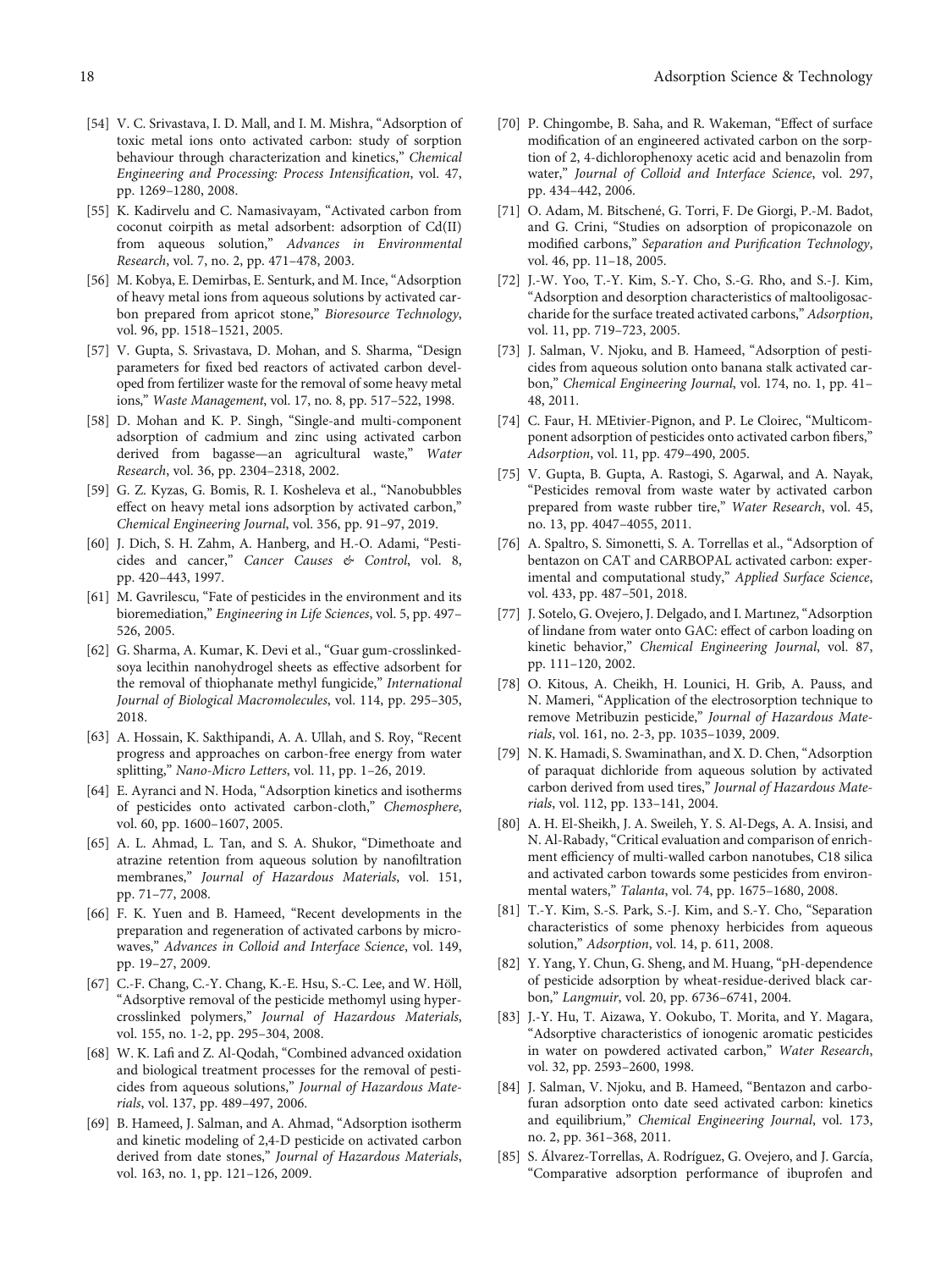[54] V. C. Srivastava, I. D. Mall, and I. M. Mishra, "Adsorption of toxic metal ions onto activated carbon: study of sorption behaviour through characterization and kinetics," *Chemical Engineering and Processing: Process Intensification*, vol. 47, pp. 1269–1280, 2008.

[55] K. Kadirvelu and C. Namasivayam, "Activated carbon from coconut coirpith as metal adsorbent: adsorption of Cd(II) from aqueous solution," *Advances in Environmental Research*, vol. 7, no. 2, pp. 471–478, 2003.

[56] M. Kobya, E. Demirbas, E. Senturk, and M. Ince, "Adsorption of heavy metal ions from aqueous solutions by activated carbon prepared from apricot stone," *Bioresource Technology*, vol. 96, pp. 1518–1521, 2005.

[57] V. Gupta, S. Srivastava, D. Mohan, and S. Sharma, "Design parameters for fixed bed reactors of activated carbon developed from fertilizer waste for the removal of some heavy metal ions," *Waste Management*, vol. 17, no. 8, pp. 517–522, 1998.

[58] D. Mohan and K. P. Singh, "Single-and multi-component adsorption of cadmium and zinc using activated carbon derived from bagasse—an agricultural waste," *Water Research*, vol. 36, pp. 2304–2318, 2002.

[59] G. Z. Kyzas, G. Bomis, R. I. Kosheleva et al., "Nanobubbles effect on heavy metal ions adsorption by activated carbon," *Chemical Engineering Journal*, vol. 356, pp. 91–97, 2019.

[60] J. Dich, S. H. Zahm, A. Hanberg, and H.-O. Adami, "Pesticides and cancer," *Cancer Causes & Control*, vol. 8, pp. 420–443, 1997.

[61] M. Gavrilescu, "Fate of pesticides in the environment and its bioremediation," *Engineering in Life Sciences*, vol. 5, pp. 497–526, 2005.

[62] G. Sharma, A. Kumar, K. Devi et al., "Guar gum-crosslinked-soya lecithin nanohydrogel sheets as effective adsorbent for the removal of thiophanate methyl fungicide," *International Journal of Biological Macromolecules*, vol. 114, pp. 295–305, 2018.

[63] A. Hossain, K. Sakthipandi, A. A. Ullah, and S. Roy, "Recent progress and approaches on carbon-free energy from water splitting," *Nano-Micro Letters*, vol. 11, pp. 1–26, 2019.

[64] E. Ayranci and N. Hoda, "Adsorption kinetics and isotherms of pesticides onto activated carbon-cloth," *Chemosphere*, vol. 60, pp. 1600–1607, 2005.

[65] A. L. Ahmad, L. Tan, and S. A. Shukor, "Dimethoate and atrazine retention from aqueous solution by nanofiltration membranes," *Journal of Hazardous Materials*, vol. 151, pp. 71–77, 2008.

[66] F. K. Yuen and B. Hameed, "Recent developments in the preparation and regeneration of activated carbons by microwaves," *Advances in Colloid and Interface Science*, vol. 149, pp. 19–27, 2009.

[67] C.-F. Chang, C.-Y. Chang, K.-E. Hsu, S.-C. Lee, and W. Höll, "Adsorptive removal of the pesticide methomyl using hypercrosslinked polymers," *Journal of Hazardous Materials*, vol. 155, no. 1-2, pp. 295–304, 2008.

[68] W. K. Lafi and Z. Al-Qodah, "Combined advanced oxidation and biological treatment processes for the removal of pesticides from aqueous solutions," *Journal of Hazardous Materials*, vol. 137, pp. 489–497, 2006.

[69] B. Hameed, J. Salman, and A. Ahmad, "Adsorption isotherm and kinetic modeling of 2,4-D pesticide on activated carbon derived from date stones," *Journal of Hazardous Materials*, vol. 163, no. 1, pp. 121–126, 2009.

[70] P. Chingombe, B. Saha, and R. Wakeman, "Effect of surface modification of an engineered activated carbon on the sorption of 2, 4-dichlorophenoxy acetic acid and benazolin from water," *Journal of Colloid and Interface Science*, vol. 297, pp. 434–442, 2006.

[71] O. Adam, M. Bitschené, G. Torri, F. De Giorgi, P.-M. Badot, and G. Crini, "Studies on adsorption of propiconazole on modified carbons," *Separation and Purification Technology*, vol. 46, pp. 11–18, 2005.

[72] J.-W. Yoo, T.-Y. Kim, S.-Y. Cho, S.-G. Rho, and S.-J. Kim, "Adsorption and desorption characteristics of maltooligosaccharide for the surface treated activated carbons," *Adsorption*, vol. 11, pp. 719–723, 2005.

[73] J. Salman, V. Njoku, and B. Hameed, "Adsorption of pesticides from aqueous solution onto banana stalk activated carbon," *Chemical Engineering Journal*, vol. 174, no. 1, pp. 41–48, 2011.

[74] C. Faur, H. MEtivier-Pignon, and P. Le Cloirec, "Multicomponent adsorption of pesticides onto activated carbon fibers," *Adsorption*, vol. 11, pp. 479–490, 2005.

[75] V. Gupta, B. Gupta, A. Rastogi, S. Agarwal, and A. Nayak, "Pesticides removal from waste water by activated carbon prepared from waste rubber tire," *Water Research*, vol. 45, no. 13, pp. 4047–4055, 2011.

[76] A. Spaltro, S. Simonetti, S. A. Torrellas et al., "Adsorption of bentazon on CAT and CARBOPAL activated carbon: experimental and computational study," *Applied Surface Science*, vol. 433, pp. 487–501, 2018.

[77] J. Sotelo, G. Ovejero, J. Delgado, and I. Martınez, "Adsorption of lindane from water onto GAC: effect of carbon loading on kinetic behavior," *Chemical Engineering Journal*, vol. 87, pp. 111–120, 2002.

[78] O. Kitous, A. Cheikh, H. Lounici, H. Grib, A. Pauss, and N. Mameri, "Application of the electrosorption technique to remove Metribuzin pesticide," *Journal of Hazardous Materials*, vol. 161, no. 2-3, pp. 1035–1039, 2009.

[79] N. K. Hamadi, S. Swaminathan, and X. D. Chen, "Adsorption of paraquat dichloride from aqueous solution by activated carbon derived from used tires," *Journal of Hazardous Materials*, vol. 112, pp. 133–141, 2004.

[80] A. H. El-Sheikh, J. A. Sweileh, Y. S. Al-Degs, A. A. Insisi, and N. Al-Rabady, "Critical evaluation and comparison of enrichment efficiency of multi-walled carbon nanotubes, C18 silica and activated carbon towards some pesticides from environmental waters," *Talanta*, vol. 74, pp. 1675–1680, 2008.

[81] T.-Y. Kim, S.-S. Park, S.-J. Kim, and S.-Y. Cho, "Separation characteristics of some phenoxy herbicides from aqueous solution," *Adsorption*, vol. 14, p. 611, 2008.

[82] Y. Yang, Y. Chun, G. Sheng, and M. Huang, "pH-dependence of pesticide adsorption by wheat-residue-derived black carbon," *Langmuir*, vol. 20, pp. 6736–6741, 2004.

[83] J.-Y. Hu, T. Aizawa, Y. Ookubo, T. Morita, and Y. Magara, "Adsorptive characteristics of ionogenic aromatic pesticides in water on powdered activated carbon," *Water Research*, vol. 32, pp. 2593–2600, 1998.

[84] J. Salman, V. Njoku, and B. Hameed, "Bentazon and carbofuran adsorption onto date seed activated carbon: kinetics and equilibrium," *Chemical Engineering Journal*, vol. 173, no. 2, pp. 361–368, 2011.

[85] S. Álvarez-Torrellas, A. Rodríguez, G. Ovejero, and J. García, "Comparative adsorption performance of ibuprofen and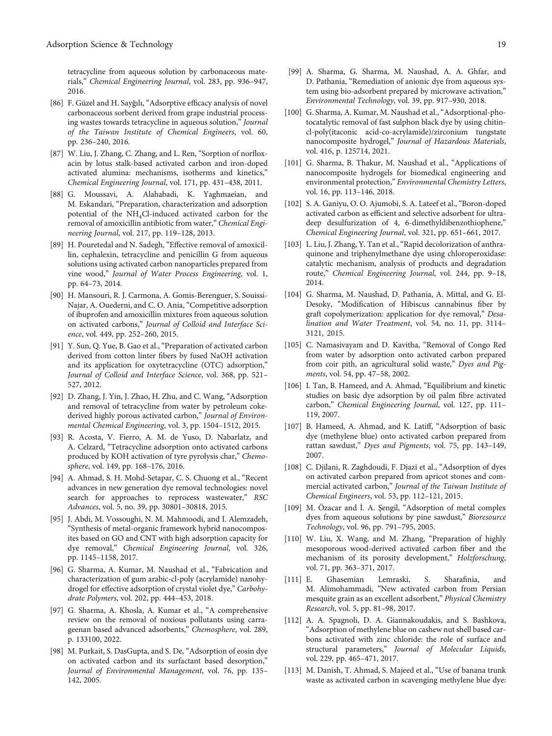tetracycline from aqueous solution by carbonaceous materials," *Chemical Engineering Journal*, vol. 283, pp. 936–947, 2016.

[86] F. Güzel and H. Sayğılı, "Adsorptive efficacy analysis of novel carbonaceous sorbent derived from grape industrial processing wastes towards tetracycline in aqueous solution," *Journal of the Taiwan Institute of Chemical Engineers*, vol. 60, pp. 236–240, 2016.

[87] W. Liu, J. Zhang, C. Zhang, and L. Ren, "Sorption of norfloxacin by lotus stalk-based activated carbon and iron-doped activated alumina: mechanisms, isotherms and kinetics," *Chemical Engineering Journal*, vol. 171, pp. 431–438, 2011.

[88] G. Moussavi, A. Alahabadi, K. Yaghmaeian, and M. Eskandari, "Preparation, characterization and adsorption potential of the $NH_4Cl$-induced activated carbon for the removal of amoxicillin antibiotic from water," *Chemical Engineering Journal*, vol. 217, pp. 119–128, 2013.

[89] H. Pouretedal and N. Sadegh, "Effective removal of amoxicillin, cephalexin, tetracycline and penicillin G from aqueous solutions using activated carbon nanoparticles prepared from vine wood," *Journal of Water Process Engineering*, vol. 1, pp. 64–73, 2014.

[90] H. Mansouri, R. J. Carmona, A. Gomis-Berenguer, S. Souissi-Najar, A. Ouederni, and C. O. Ania, "Competitive adsorption of ibuprofen and amoxicillin mixtures from aqueous solution on activated carbons," *Journal of Colloid and Interface Science*, vol. 449, pp. 252–260, 2015.

[91] Y. Sun, Q. Yue, B. Gao et al., "Preparation of activated carbon derived from cotton linter fibers by fused NaOH activation and its application for oxytetracycline (OTC) adsorption," *Journal of Colloid and Interface Science*, vol. 368, pp. 521–527, 2012.

[92] D. Zhang, J. Yin, J. Zhao, H. Zhu, and C. Wang, "Adsorption and removal of tetracycline from water by petroleum coke-derived highly porous activated carbon," *Journal of Environmental Chemical Engineering*, vol. 3, pp. 1504–1512, 2015.

[93] R. Acosta, V. Fierro, A. M. de Yuso, D. Nabarlatz, and A. Celzard, "Tetracycline adsorption onto activated carbons produced by KOH activation of tyre pyrolysis char," *Chemosphere*, vol. 149, pp. 168–176, 2016.

[94] A. Ahmad, S. H. Mohd-Setapar, C. S. Chuong et al., "Recent advances in new generation dye removal technologies: novel search for approaches to reprocess wastewater," *RSC Advances*, vol. 5, no. 39, pp. 30801–30818, 2015.

[95] J. Abdi, M. Vossoughi, N. M. Mahmoodi, and I. Alemzadeh, "Synthesis of metal-organic framework hybrid nanocomposites based on GO and CNT with high adsorption capacity for dye removal," *Chemical Engineering Journal*, vol. 326, pp. 1145–1158, 2017.

[96] G. Sharma, A. Kumar, M. Naushad et al., "Fabrication and characterization of gum arabic-cl-poly (acrylamide) nanohydrogel for effective adsorption of crystal violet dye," *Carbohydrate Polymers*, vol. 202, pp. 444–453, 2018.

[97] G. Sharma, A. Khosla, A. Kumar et al., "A comprehensive review on the removal of noxious pollutants using carrageenan based advanced adsorbents," *Chemosphere*, vol. 289, p. 133100, 2022.

[98] M. Purkait, S. DasGupta, and S. De, "Adsorption of eosin dye on activated carbon and its surfactant based desorption," *Journal of Environmental Management*, vol. 76, pp. 135–142, 2005.

[99] A. Sharma, G. Sharma, M. Naushad, A. A. Ghfar, and D. Pathania, "Remediation of anionic dye from aqueous system using bio-adsorbent prepared by microwave activation," *Environmental Technology*, vol. 39, pp. 917–930, 2018.

[100] G. Sharma, A. Kumar, M. Naushad et al., "Adsorptional-photocatalytic removal of fast sulphon black dye by using chitin-cl-poly(itaconic acid-co-acrylamide)/zirconium tungstate nanocomposite hydrogel," *Journal of Hazardous Materials*, vol. 416, p. 125714, 2021.

[101] G. Sharma, B. Thakur, M. Naushad et al., "Applications of nanocomposite hydrogels for biomedical engineering and environmental protection," *Environmental Chemistry Letters*, vol. 16, pp. 113–146, 2018.

[102] S. A. Ganiyu, O. O. Ajumobi, S. A. Lateef et al., "Boron-doped activated carbon as efficient and selective adsorbent for ultra-deep desulfurization of 4, 6-dimethyldibenzothiophene," *Chemical Engineering Journal*, vol. 321, pp. 651–661, 2017.

[103] L. Liu, J. Zhang, Y. Tan et al., "Rapid decolorization of anthraquinone and triphenylmethane dye using chloroperoxidase: catalytic mechanism, analysis of products and degradation route," *Chemical Engineering Journal*, vol. 244, pp. 9–18, 2014.

[104] G. Sharma, M. Naushad, D. Pathania, A. Mittal, and G. El-Desoky, "Modification of Hibiscus cannabinus fiber by graft copolymerization: application for dye removal," *Desalination and Water Treatment*, vol. 54, no. 11, pp. 3114–3121, 2015.

[105] C. Namasivayam and D. Kavitha, "Removal of Congo Red from water by adsorption onto activated carbon prepared from coir pith, an agricultural solid waste," *Dyes and Pigments*, vol. 54, pp. 47–58, 2002.

[106] I. Tan, B. Hameed, and A. Ahmad, "Equilibrium and kinetic studies on basic dye adsorption by oil palm fibre activated carbon," *Chemical Engineering Journal*, vol. 127, pp. 111–119, 2007.

[107] B. Hameed, A. Ahmad, and K. Latiff, "Adsorption of basic dye (methylene blue) onto activated carbon prepared from rattan sawdust," *Dyes and Pigments*, vol. 75, pp. 143–149, 2007.

[108] C. Djilani, R. Zaghdoudi, F. Djazi et al., "Adsorption of dyes on activated carbon prepared from apricot stones and commercial activated carbon," *Journal of the Taiwan Institute of Chemical Engineers*, vol. 53, pp. 112–121, 2015.

[109] M. Özacar and İ. A. Şengil, "Adsorption of metal complex dyes from aqueous solutions by pine sawdust," *Bioresource Technology*, vol. 96, pp. 791–795, 2005.

[110] W. Liu, X. Wang, and M. Zhang, "Preparation of highly mesoporous wood-derived activated carbon fiber and the mechanism of its porosity development," *Holzforschung*, vol. 71, pp. 363–371, 2017.

[111] E. Ghasemian Lemraski, S. Sharafinia, and M. Alimohammadi, "New activated carbon from Persian mesquite grain as an excellent adsorbent," *Physical Chemistry Research*, vol. 5, pp. 81–98, 2017.

[112] A. A. Spagnoli, D. A. Giannakoudakis, and S. Bashkova, "Adsorption of methylene blue on cashew nut shell based carbons activated with zinc chloride: the role of surface and structural parameters," *Journal of Molecular Liquids*, vol. 229, pp. 465–471, 2017.

[113] M. Danish, T. Ahmad, S. Majeed et al., "Use of banana trunk waste as activated carbon in scavenging methylene blue dye: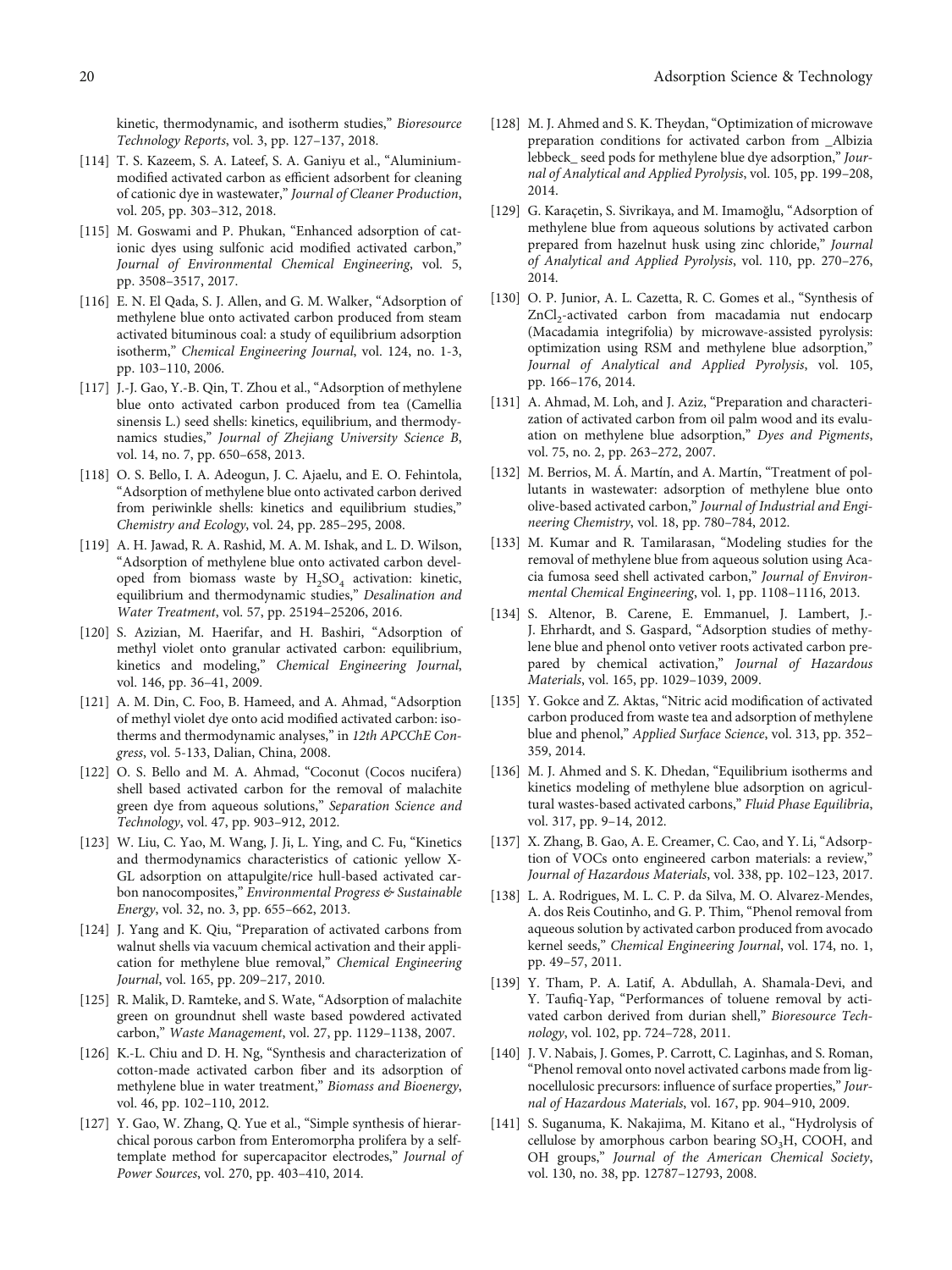kinetic, thermodynamic, and isotherm studies," *Bioresource Technology Reports*, vol. 3, pp. 127–137, 2018.

[114] T. S. Kazeem, S. A. Lateef, S. A. Ganiyu et al., "Aluminium-modified activated carbon as efficient adsorbent for cleaning of cationic dye in wastewater," *Journal of Cleaner Production*, vol. 205, pp. 303–312, 2018.

[115] M. Goswami and P. Phukan, "Enhanced adsorption of cationic dyes using sulfonic acid modified activated carbon," *Journal of Environmental Chemical Engineering*, vol. 5, pp. 3508–3517, 2017.

[116] E. N. El Qada, S. J. Allen, and G. M. Walker, "Adsorption of methylene blue onto activated carbon produced from steam activated bituminous coal: a study of equilibrium adsorption isotherm," *Chemical Engineering Journal*, vol. 124, no. 1-3, pp. 103–110, 2006.

[117] J.-J. Gao, Y.-B. Qin, T. Zhou et al., "Adsorption of methylene blue onto activated carbon produced from tea (Camellia sinensis L.) seed shells: kinetics, equilibrium, and thermodynamics studies," *Journal of Zhejiang University Science B*, vol. 14, no. 7, pp. 650–658, 2013.

[118] O. S. Bello, I. A. Adeogun, J. C. Ajaelu, and E. O. Fehintola, "Adsorption of methylene blue onto activated carbon derived from periwinkle shells: kinetics and equilibrium studies," *Chemistry and Ecology*, vol. 24, pp. 285–295, 2008.

[119] A. H. Jawad, R. A. Rashid, M. A. M. Ishak, and L. D. Wilson, "Adsorption of methylene blue onto activated carbon developed from biomass waste by $H_2SO_4$ activation: kinetic, equilibrium and thermodynamic studies," *Desalination and Water Treatment*, vol. 57, pp. 25194–25206, 2016.

[120] S. Azizian, M. Haerifar, and H. Bashiri, "Adsorption of methyl violet onto granular activated carbon: equilibrium, kinetics and modeling," *Chemical Engineering Journal*, vol. 146, pp. 36–41, 2009.

[121] A. M. Din, C. Foo, B. Hameed, and A. Ahmad, "Adsorption of methyl violet dye onto acid modified activated carbon: isotherms and thermodynamic analyses," in *12th APCChE Congress*, vol. 5-133, Dalian, China, 2008.

[122] O. S. Bello and M. A. Ahmad, "Coconut (Cocos nucifera) shell based activated carbon for the removal of malachite green dye from aqueous solutions," *Separation Science and Technology*, vol. 47, pp. 903–912, 2012.

[123] W. Liu, C. Yao, M. Wang, J. Ji, L. Ying, and C. Fu, "Kinetics and thermodynamics characteristics of cationic yellow X-GL adsorption on attapulgite/rice hull-based activated carbon nanocomposites," *Environmental Progress & Sustainable Energy*, vol. 32, no. 3, pp. 655–662, 2013.

[124] J. Yang and K. Qiu, "Preparation of activated carbons from walnut shells via vacuum chemical activation and their application for methylene blue removal," *Chemical Engineering Journal*, vol. 165, pp. 209–217, 2010.

[125] R. Malik, D. Ramteke, and S. Wate, "Adsorption of malachite green on groundnut shell waste based powdered activated carbon," *Waste Management*, vol. 27, pp. 1129–1138, 2007.

[126] K.-L. Chiu and D. H. Ng, "Synthesis and characterization of cotton-made activated carbon fiber and its adsorption of methylene blue in water treatment," *Biomass and Bioenergy*, vol. 46, pp. 102–110, 2012.

[127] Y. Gao, W. Zhang, Q. Yue et al., "Simple synthesis of hierarchical porous carbon from Enteromorpha prolifera by a self-template method for supercapacitor electrodes," *Journal of Power Sources*, vol. 270, pp. 403–410, 2014.

[128] M. J. Ahmed and S. K. Theydan, "Optimization of microwave preparation conditions for activated carbon from _Albizia lebbeck_ seed pods for methylene blue dye adsorption," *Journal of Analytical and Applied Pyrolysis*, vol. 105, pp. 199–208, 2014.

[129] G. Karaçetin, S. Sivrikaya, and M. Imamoğlu, "Adsorption of methylene blue from aqueous solutions by activated carbon prepared from hazelnut husk using zinc chloride," *Journal of Analytical and Applied Pyrolysis*, vol. 110, pp. 270–276, 2014.

[130] O. P. Junior, A. L. Cazetta, R. C. Gomes et al., "Synthesis of $ZnCl_2$-activated carbon from macadamia nut endocarp (Macadamia integrifolia) by microwave-assisted pyrolysis: optimization using RSM and methylene blue adsorption," *Journal of Analytical and Applied Pyrolysis*, vol. 105, pp. 166–176, 2014.

[131] A. Ahmad, M. Loh, and J. Aziz, "Preparation and characterization of activated carbon from oil palm wood and its evaluation on methylene blue adsorption," *Dyes and Pigments*, vol. 75, no. 2, pp. 263–272, 2007.

[132] M. Berrios, M. Á. Martín, and A. Martín, "Treatment of pollutants in wastewater: adsorption of methylene blue onto olive-based activated carbon," *Journal of Industrial and Engineering Chemistry*, vol. 18, pp. 780–784, 2012.

[133] M. Kumar and R. Tamilarasan, "Modeling studies for the removal of methylene blue from aqueous solution using Acacia fumosa seed shell activated carbon," *Journal of Environmental Chemical Engineering*, vol. 1, pp. 1108–1116, 2013.

[134] S. Altenor, B. Carene, E. Emmanuel, J. Lambert, J.-J. Ehrhardt, and S. Gaspard, "Adsorption studies of methylene blue and phenol onto vetiver roots activated carbon prepared by chemical activation," *Journal of Hazardous Materials*, vol. 165, pp. 1029–1039, 2009.

[135] Y. Gokce and Z. Aktas, "Nitric acid modification of activated carbon produced from waste tea and adsorption of methylene blue and phenol," *Applied Surface Science*, vol. 313, pp. 352–359, 2014.

[136] M. J. Ahmed and S. K. Dhedan, "Equilibrium isotherms and kinetics modeling of methylene blue adsorption on agricultural wastes-based activated carbons," *Fluid Phase Equilibria*, vol. 317, pp. 9–14, 2012.

[137] X. Zhang, B. Gao, A. E. Creamer, C. Cao, and Y. Li, "Adsorption of VOCs onto engineered carbon materials: a review," *Journal of Hazardous Materials*, vol. 338, pp. 102–123, 2017.

[138] L. A. Rodrigues, M. L. C. P. da Silva, M. O. Alvarez-Mendes, A. dos Reis Coutinho, and G. P. Thim, "Phenol removal from aqueous solution by activated carbon produced from avocado kernel seeds," *Chemical Engineering Journal*, vol. 174, no. 1, pp. 49–57, 2011.

[139] Y. Tham, P. A. Latif, A. Abdullah, A. Shamala-Devi, and Y. Taufiq-Yap, "Performances of toluene removal by activated carbon derived from durian shell," *Bioresource Technology*, vol. 102, pp. 724–728, 2011.

[140] J. V. Nabais, J. Gomes, P. Carrott, C. Laginhas, and S. Roman, "Phenol removal onto novel activated carbons made from lignocellulosic precursors: influence of surface properties," *Journal of Hazardous Materials*, vol. 167, pp. 904–910, 2009.

[141] S. Suganuma, K. Nakajima, M. Kitano et al., "Hydrolysis of cellulose by amorphous carbon bearing $SO_3H$, COOH, and OH groups," *Journal of the American Chemical Society*, vol. 130, no. 38, pp. 12787–12793, 2008.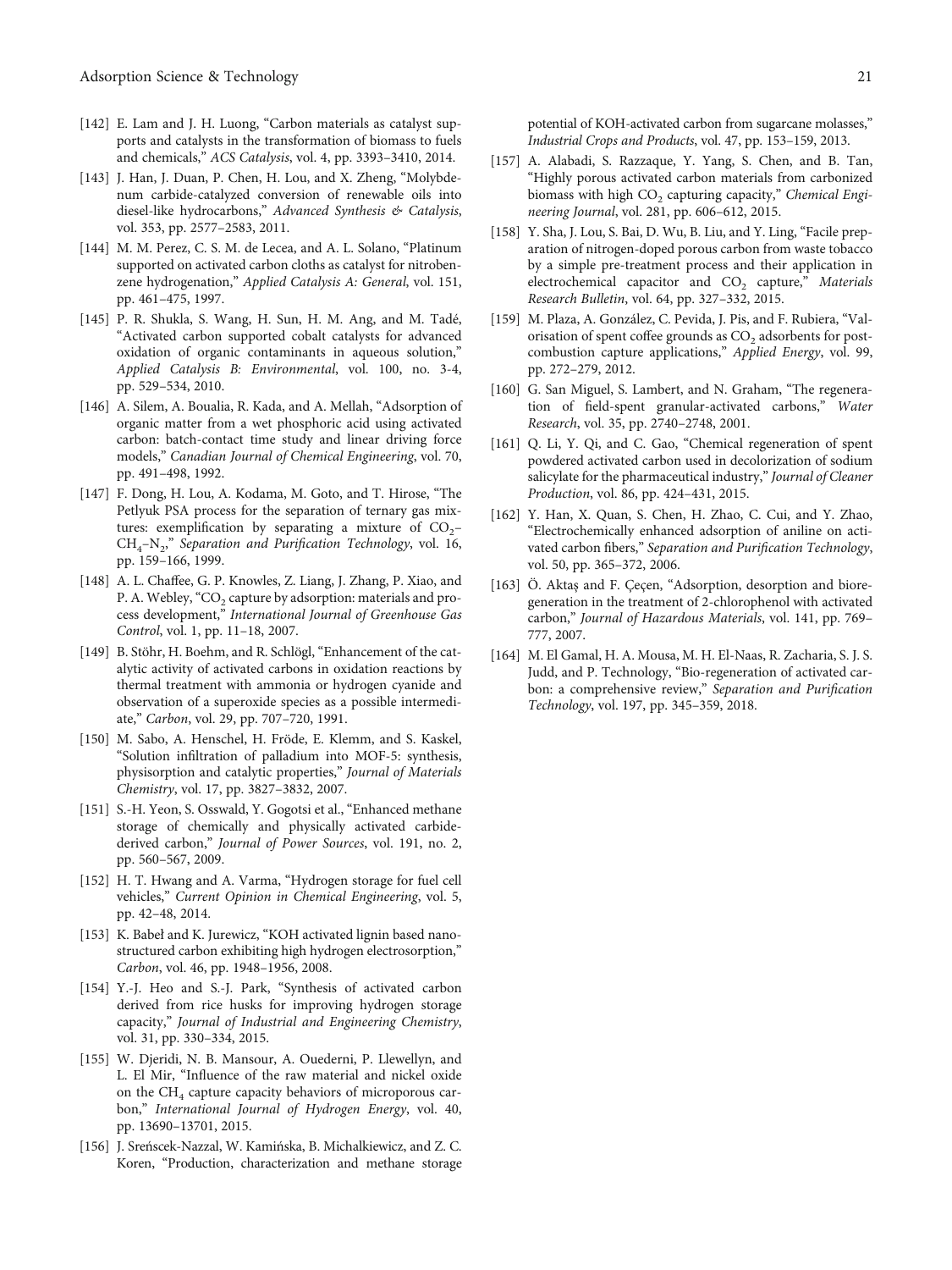[142] E. Lam and J. H. Luong, "Carbon materials as catalyst supports and catalysts in the transformation of biomass to fuels and chemicals," *ACS Catalysis*, vol. 4, pp. 3393–3410, 2014.

[143] J. Han, J. Duan, P. Chen, H. Lou, and X. Zheng, "Molybdenum carbide-catalyzed conversion of renewable oils into diesel-like hydrocarbons," *Advanced Synthesis & Catalysis*, vol. 353, pp. 2577–2583, 2011.

[144] M. M. Perez, C. S. M. de Lecea, and A. L. Solano, "Platinum supported on activated carbon cloths as catalyst for nitrobenzene hydrogenation," *Applied Catalysis A: General*, vol. 151, pp. 461–475, 1997.

[145] P. R. Shukla, S. Wang, H. Sun, H. M. Ang, and M. Tadé, "Activated carbon supported cobalt catalysts for advanced oxidation of organic contaminants in aqueous solution," *Applied Catalysis B: Environmental*, vol. 100, no. 3-4, pp. 529–534, 2010.

[146] A. Silem, A. Boualia, R. Kada, and A. Mellah, "Adsorption of organic matter from a wet phosphoric acid using activated carbon: batch-contact time study and linear driving force models," *Canadian Journal of Chemical Engineering*, vol. 70, pp. 491–498, 1992.

[147] F. Dong, H. Lou, A. Kodama, M. Goto, and T. Hirose, "The Petlyuk PSA process for the separation of ternary gas mixtures: exemplification by separating a mixture of $CO_2$–$CH_4$–$N_2$," *Separation and Purification Technology*, vol. 16, pp. 159–166, 1999.

[148] A. L. Chaffee, G. P. Knowles, Z. Liang, J. Zhang, P. Xiao, and P. A. Webley, "$CO_2$ capture by adsorption: materials and process development," *International Journal of Greenhouse Gas Control*, vol. 1, pp. 11–18, 2007.

[149] B. Stöhr, H. Boehm, and R. Schlögl, "Enhancement of the catalytic activity of activated carbons in oxidation reactions by thermal treatment with ammonia or hydrogen cyanide and observation of a superoxide species as a possible intermediate," *Carbon*, vol. 29, pp. 707–720, 1991.

[150] M. Sabo, A. Henschel, H. Fröde, E. Klemm, and S. Kaskel, "Solution infiltration of palladium into MOF-5: synthesis, physisorption and catalytic properties," *Journal of Materials Chemistry*, vol. 17, pp. 3827–3832, 2007.

[151] S.-H. Yeon, S. Osswald, Y. Gogotsi et al., "Enhanced methane storage of chemically and physically activated carbide-derived carbon," *Journal of Power Sources*, vol. 191, no. 2, pp. 560–567, 2009.

[152] H. T. Hwang and A. Varma, "Hydrogen storage for fuel cell vehicles," *Current Opinion in Chemical Engineering*, vol. 5, pp. 42–48, 2014.

[153] K. Babeł and K. Jurewicz, "KOH activated lignin based nanostructured carbon exhibiting high hydrogen electrosorption," *Carbon*, vol. 46, pp. 1948–1956, 2008.

[154] Y.-J. Heo and S.-J. Park, "Synthesis of activated carbon derived from rice husks for improving hydrogen storage capacity," *Journal of Industrial and Engineering Chemistry*, vol. 31, pp. 330–334, 2015.

[155] W. Djeridi, N. B. Mansour, A. Ouederni, P. Llewellyn, and L. El Mir, "Influence of the raw material and nickel oxide on the $CH_4$ capture capacity behaviors of microporous carbon," *International Journal of Hydrogen Energy*, vol. 40, pp. 13690–13701, 2015.

[156] J. Sreńscek-Nazzal, W. Kamińska, B. Michalkiewicz, and Z. C. Koren, "Production, characterization and methane storage potential of KOH-activated carbon from sugarcane molasses," *Industrial Crops and Products*, vol. 47, pp. 153–159, 2013.

[157] A. Alabadi, S. Razzaque, Y. Yang, S. Chen, and B. Tan, "Highly porous activated carbon materials from carbonized biomass with high $CO_2$ capturing capacity," *Chemical Engineering Journal*, vol. 281, pp. 606–612, 2015.

[158] Y. Sha, J. Lou, S. Bai, D. Wu, B. Liu, and Y. Ling, "Facile preparation of nitrogen-doped porous carbon from waste tobacco by a simple pre-treatment process and their application in electrochemical capacitor and $CO_2$ capture," *Materials Research Bulletin*, vol. 64, pp. 327–332, 2015.

[159] M. Plaza, A. González, C. Pevida, J. Pis, and F. Rubiera, "Valorisation of spent coffee grounds as $CO_2$ adsorbents for postcombustion capture applications," *Applied Energy*, vol. 99, pp. 272–279, 2012.

[160] G. San Miguel, S. Lambert, and N. Graham, "The regeneration of field-spent granular-activated carbons," *Water Research*, vol. 35, pp. 2740–2748, 2001.

[161] Q. Li, Y. Qi, and C. Gao, "Chemical regeneration of spent powdered activated carbon used in decolorization of sodium salicylate for the pharmaceutical industry," *Journal of Cleaner Production*, vol. 86, pp. 424–431, 2015.

[162] Y. Han, X. Quan, S. Chen, H. Zhao, C. Cui, and Y. Zhao, "Electrochemically enhanced adsorption of aniline on activated carbon fibers," *Separation and Purification Technology*, vol. 50, pp. 365–372, 2006.

[163] Ö. Aktaş and F. Çeçen, "Adsorption, desorption and bioregeneration in the treatment of 2-chlorophenol with activated carbon," *Journal of Hazardous Materials*, vol. 141, pp. 769–777, 2007.

[164] M. El Gamal, H. A. Mousa, M. H. El-Naas, R. Zacharia, S. J. S. Judd, and P. Technology, "Bio-regeneration of activated carbon: a comprehensive review," *Separation and Purification Technology*, vol. 197, pp. 345–359, 2018.